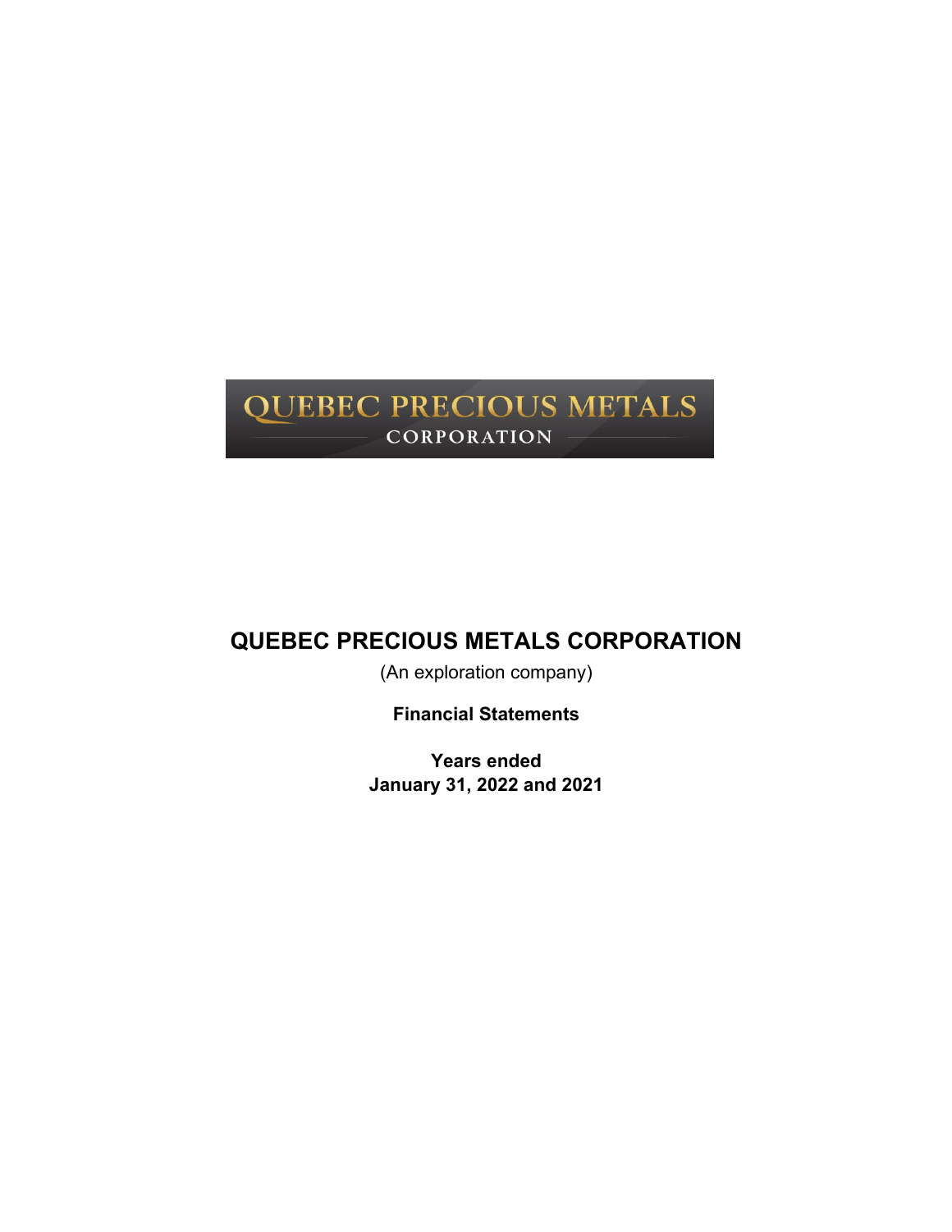QUEBEC PRECIOUS METALS
CORPORATION

# QUEBEC PRECIOUS METALS CORPORATION

(An exploration company)

**Financial Statements**

**Years ended**
**January 31, 2022 and 2021**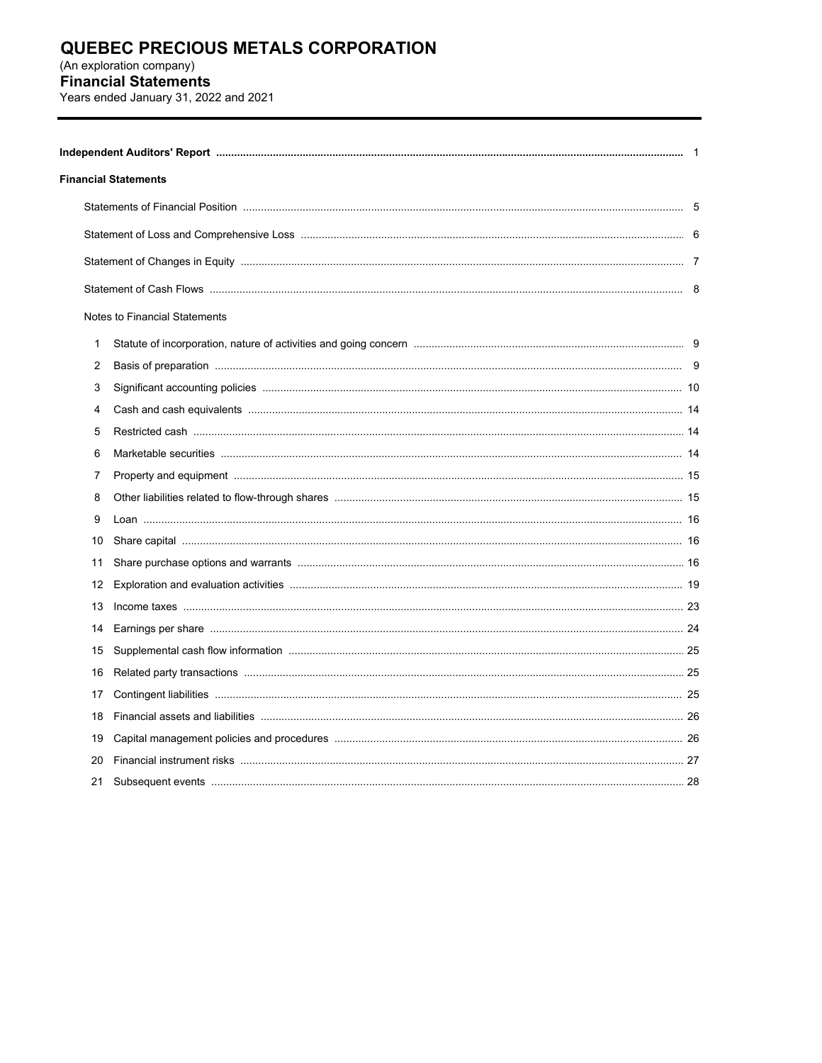# QUEBEC PRECIOUS METALS CORPORATION

(An exploration company)

## Financial Statements

Years ended January 31, 2022 and 2021

| | | |
|---|---|---|
| **Independent Auditors' Report** | | 1 |
| **Financial Statements** | | |
| Statements of Financial Position | | 5 |
| Statement of Loss and Comprehensive Loss | | 6 |
| Statement of Changes in Equity | | 7 |
| Statement of Cash Flows | | 8 |
| Notes to Financial Statements | | |
| 1 | Statute of incorporation, nature of activities and going concern | 9 |
| 2 | Basis of preparation | 9 |
| 3 | Significant accounting policies | 10 |
| 4 | Cash and cash equivalents | 14 |
| 5 | Restricted cash | 14 |
| 6 | Marketable securities | 14 |
| 7 | Property and equipment | 15 |
| 8 | Other liabilities related to flow-through shares | 15 |
| 9 | Loan | 16 |
| 10 | Share capital | 16 |
| 11 | Share purchase options and warrants | 16 |
| 12 | Exploration and evaluation activities | 19 |
| 13 | Income taxes | 23 |
| 14 | Earnings per share | 24 |
| 15 | Supplemental cash flow information | 25 |
| 16 | Related party transactions | 25 |
| 17 | Contingent liabilities | 25 |
| 18 | Financial assets and liabilities | 26 |
| 19 | Capital management policies and procedures | 26 |
| 20 | Financial instrument risks | 27 |
| 21 | Subsequent events | 28 |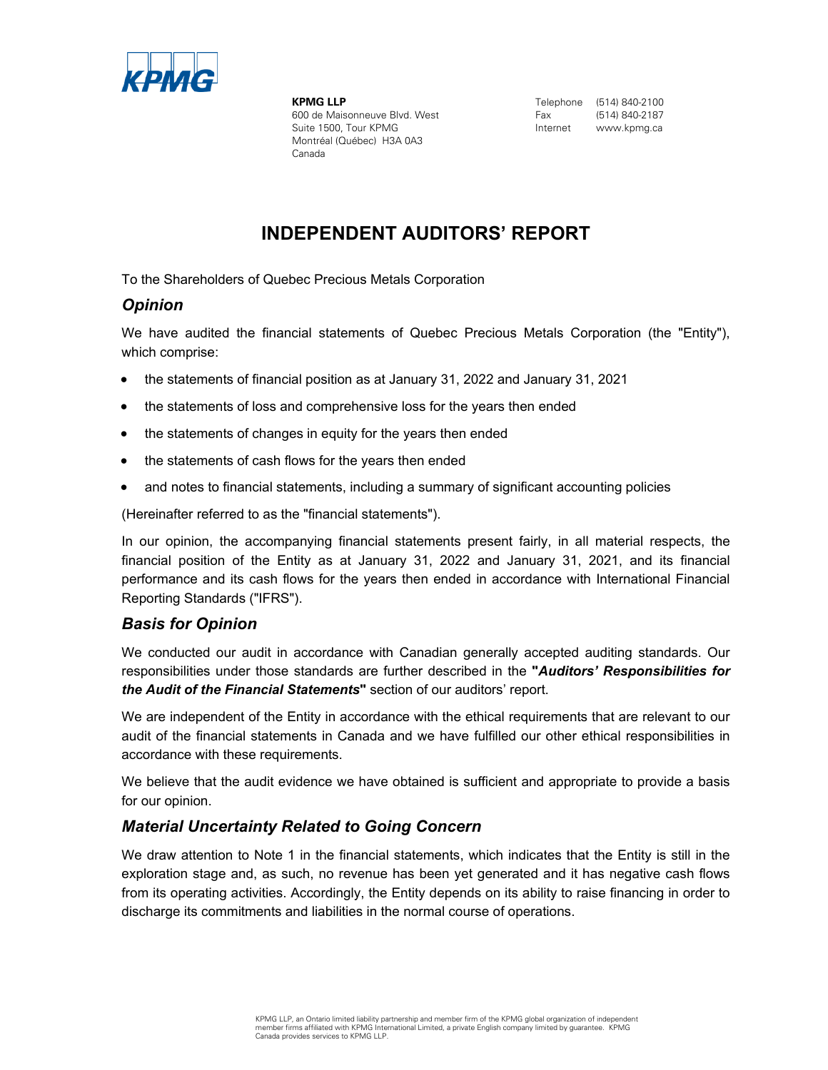**KPMG LLP**
600 de Maisonneuve Blvd. West
Suite 1500, Tour KPMG
Montréal (Québec) H3A 0A3
Canada

Telephone (514) 840-2100
Fax (514) 840-2187
Internet www.kpmg.ca

# INDEPENDENT AUDITORS' REPORT

To the Shareholders of Quebec Precious Metals Corporation

## *Opinion*

We have audited the financial statements of Quebec Precious Metals Corporation (the "Entity"), which comprise:

- the statements of financial position as at January 31, 2022 and January 31, 2021
- the statements of loss and comprehensive loss for the years then ended
- the statements of changes in equity for the years then ended
- the statements of cash flows for the years then ended
- and notes to financial statements, including a summary of significant accounting policies

(Hereinafter referred to as the "financial statements").

In our opinion, the accompanying financial statements present fairly, in all material respects, the financial position of the Entity as at January 31, 2022 and January 31, 2021, and its financial performance and its cash flows for the years then ended in accordance with International Financial Reporting Standards ("IFRS").

## *Basis for Opinion*

We conducted our audit in accordance with Canadian generally accepted auditing standards. Our responsibilities under those standards are further described in the **"*Auditors' Responsibilities for the Audit of the Financial Statements*"** section of our auditors' report.

We are independent of the Entity in accordance with the ethical requirements that are relevant to our audit of the financial statements in Canada and we have fulfilled our other ethical responsibilities in accordance with these requirements.

We believe that the audit evidence we have obtained is sufficient and appropriate to provide a basis for our opinion.

## *Material Uncertainty Related to Going Concern*

We draw attention to Note 1 in the financial statements, which indicates that the Entity is still in the exploration stage and, as such, no revenue has been yet generated and it has negative cash flows from its operating activities. Accordingly, the Entity depends on its ability to raise financing in order to discharge its commitments and liabilities in the normal course of operations.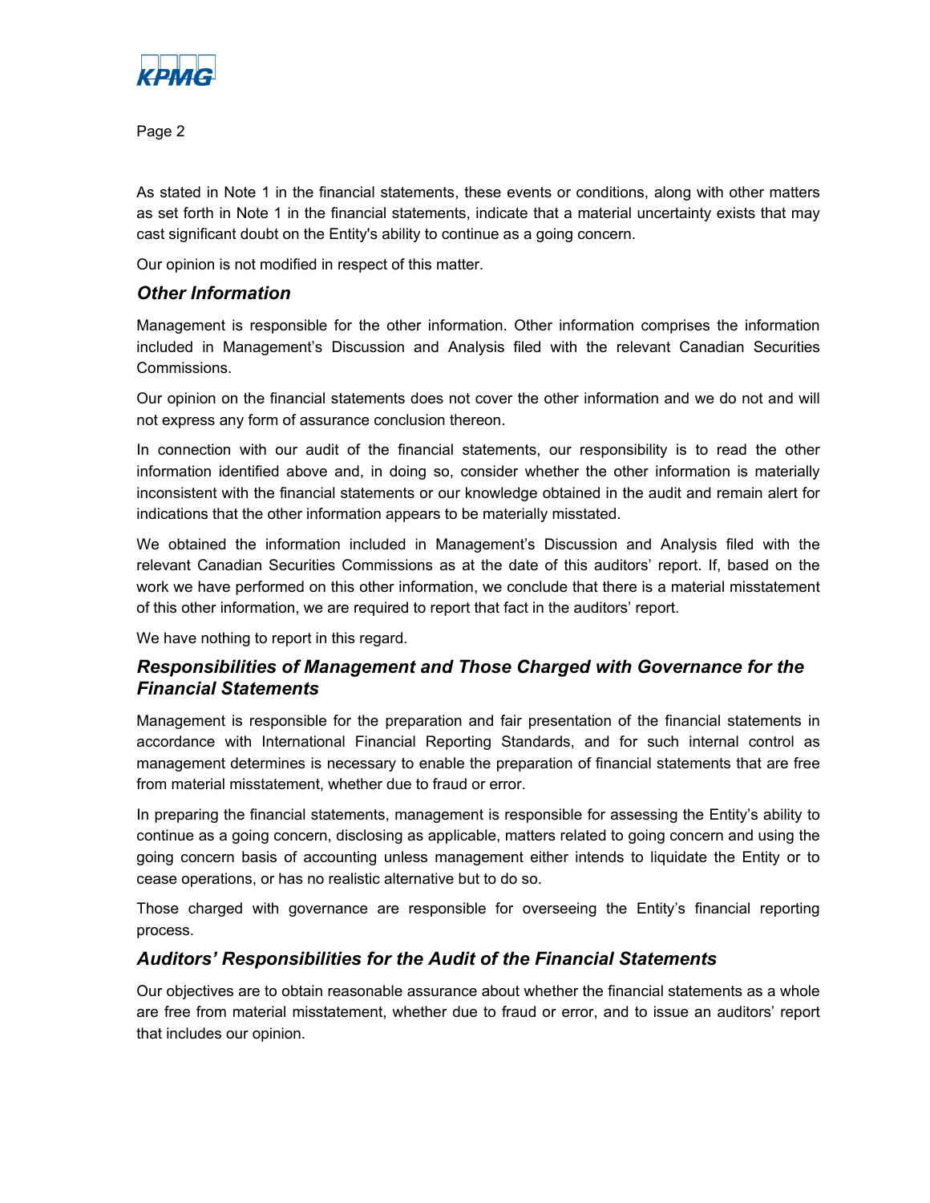As stated in Note 1 in the financial statements, these events or conditions, along with other matters as set forth in Note 1 in the financial statements, indicate that a material uncertainty exists that may cast significant doubt on the Entity's ability to continue as a going concern.

Our opinion is not modified in respect of this matter.

### *Other Information*

Management is responsible for the other information. Other information comprises the information included in Management's Discussion and Analysis filed with the relevant Canadian Securities Commissions.

Our opinion on the financial statements does not cover the other information and we do not and will not express any form of assurance conclusion thereon.

In connection with our audit of the financial statements, our responsibility is to read the other information identified above and, in doing so, consider whether the other information is materially inconsistent with the financial statements or our knowledge obtained in the audit and remain alert for indications that the other information appears to be materially misstated.

We obtained the information included in Management's Discussion and Analysis filed with the relevant Canadian Securities Commissions as at the date of this auditors' report. If, based on the work we have performed on this other information, we conclude that there is a material misstatement of this other information, we are required to report that fact in the auditors' report.

We have nothing to report in this regard.

### *Responsibilities of Management and Those Charged with Governance for the Financial Statements*

Management is responsible for the preparation and fair presentation of the financial statements in accordance with International Financial Reporting Standards, and for such internal control as management determines is necessary to enable the preparation of financial statements that are free from material misstatement, whether due to fraud or error.

In preparing the financial statements, management is responsible for assessing the Entity's ability to continue as a going concern, disclosing as applicable, matters related to going concern and using the going concern basis of accounting unless management either intends to liquidate the Entity or to cease operations, or has no realistic alternative but to do so.

Those charged with governance are responsible for overseeing the Entity's financial reporting process.

### *Auditors' Responsibilities for the Audit of the Financial Statements*

Our objectives are to obtain reasonable assurance about whether the financial statements as a whole are free from material misstatement, whether due to fraud or error, and to issue an auditors' report that includes our opinion.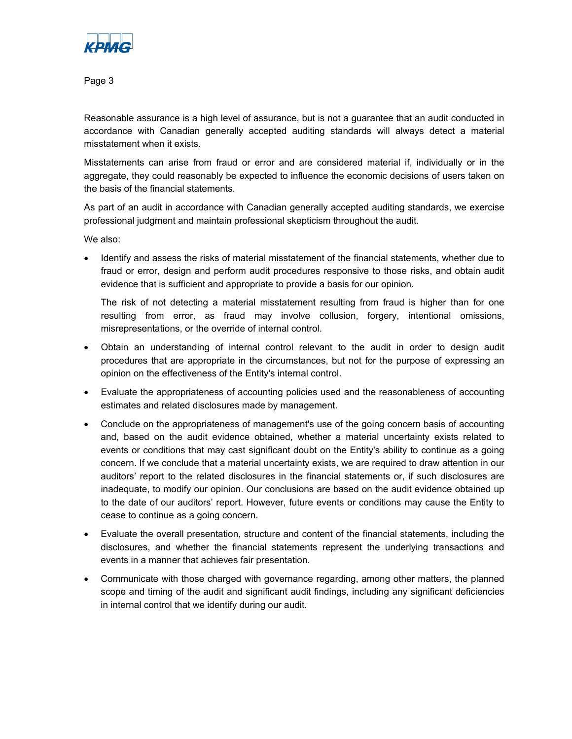Reasonable assurance is a high level of assurance, but is not a guarantee that an audit conducted in accordance with Canadian generally accepted auditing standards will always detect a material misstatement when it exists.

Misstatements can arise from fraud or error and are considered material if, individually or in the aggregate, they could reasonably be expected to influence the economic decisions of users taken on the basis of the financial statements.

As part of an audit in accordance with Canadian generally accepted auditing standards, we exercise professional judgment and maintain professional skepticism throughout the audit.

We also:

- Identify and assess the risks of material misstatement of the financial statements, whether due to fraud or error, design and perform audit procedures responsive to those risks, and obtain audit evidence that is sufficient and appropriate to provide a basis for our opinion.

  The risk of not detecting a material misstatement resulting from fraud is higher than for one resulting from error, as fraud may involve collusion, forgery, intentional omissions, misrepresentations, or the override of internal control.

- Obtain an understanding of internal control relevant to the audit in order to design audit procedures that are appropriate in the circumstances, but not for the purpose of expressing an opinion on the effectiveness of the Entity's internal control.

- Evaluate the appropriateness of accounting policies used and the reasonableness of accounting estimates and related disclosures made by management.

- Conclude on the appropriateness of management's use of the going concern basis of accounting and, based on the audit evidence obtained, whether a material uncertainty exists related to events or conditions that may cast significant doubt on the Entity's ability to continue as a going concern. If we conclude that a material uncertainty exists, we are required to draw attention in our auditors' report to the related disclosures in the financial statements or, if such disclosures are inadequate, to modify our opinion. Our conclusions are based on the audit evidence obtained up to the date of our auditors' report. However, future events or conditions may cause the Entity to cease to continue as a going concern.

- Evaluate the overall presentation, structure and content of the financial statements, including the disclosures, and whether the financial statements represent the underlying transactions and events in a manner that achieves fair presentation.

- Communicate with those charged with governance regarding, among other matters, the planned scope and timing of the audit and significant audit findings, including any significant deficiencies in internal control that we identify during our audit.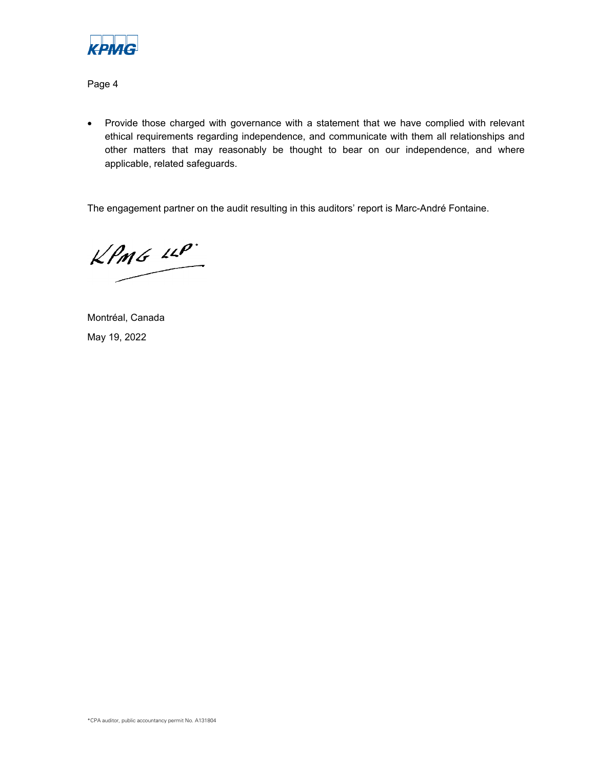- Provide those charged with governance with a statement that we have complied with relevant ethical requirements regarding independence, and communicate with them all relationships and other matters that may reasonably be thought to bear on our independence, and where applicable, related safeguards.

The engagement partner on the audit resulting in this auditors' report is Marc-André Fontaine.

KPMG LLP*

Montréal, Canada

May 19, 2022

*CPA auditor, public accountancy permit No. A131804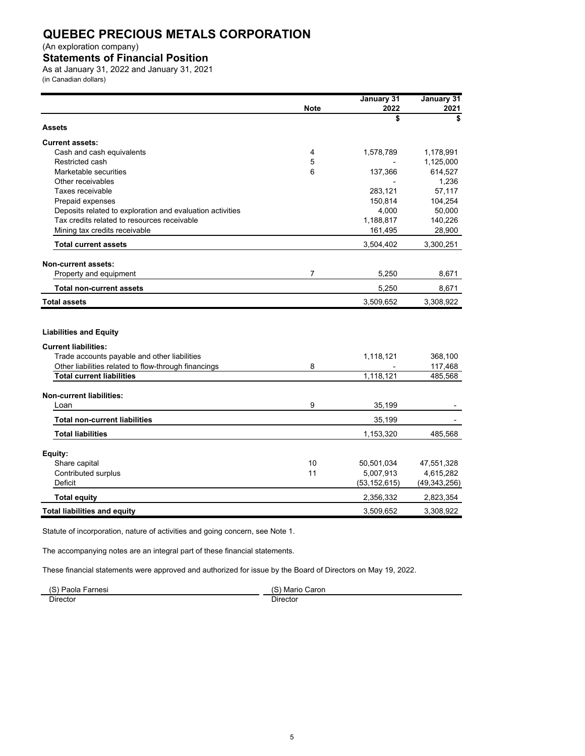# QUEBEC PRECIOUS METALS CORPORATION

(An exploration company)

## Statements of Financial Position

As at January 31, 2022 and January 31, 2021

(in Canadian dollars)

| | Note | January 31 2022 | January 31 2021 |
|---|---|---|---|
| | | $ | $ |
| **Assets** | | | |
| **Current assets:** | | | |
| Cash and cash equivalents | 4 | 1,578,789 | 1,178,991 |
| Restricted cash | 5 | - | 1,125,000 |
| Marketable securities | 6 | 137,366 | 614,527 |
| Other receivables | | - | 1,236 |
| Taxes receivable | | 283,121 | 57,117 |
| Prepaid expenses | | 150,814 | 104,254 |
| Deposits related to exploration and evaluation activities | | 4,000 | 50,000 |
| Tax credits related to resources receivable | | 1,188,817 | 140,226 |
| Mining tax credits receivable | | 161,495 | 28,900 |
| **Total current assets** | | 3,504,402 | 3,300,251 |
| **Non-current assets:** | | | |
| Property and equipment | 7 | 5,250 | 8,671 |
| **Total non-current assets** | | 5,250 | 8,671 |
| **Total assets** | | 3,509,652 | 3,308,922 |
| **Liabilities and Equity** | | | |
| **Current liabilities:** | | | |
| Trade accounts payable and other liabilities | | 1,118,121 | 368,100 |
| Other liabilities related to flow-through financings | 8 | - | 117,468 |
| **Total current liabilities** | | 1,118,121 | 485,568 |
| **Non-current liabilities:** | | | |
| Loan | 9 | 35,199 | - |
| **Total non-current liabilities** | | 35,199 | - |
| **Total liabilities** | | 1,153,320 | 485,568 |
| **Equity:** | | | |
| Share capital | 10 | 50,501,034 | 47,551,328 |
| Contributed surplus | 11 | 5,007,913 | 4,615,282 |
| Deficit | | (53,152,615) | (49,343,256) |
| **Total equity** | | 2,356,332 | 2,823,354 |
| **Total liabilities and equity** | | 3,509,652 | 3,308,922 |

Statute of incorporation, nature of activities and going concern, see Note 1.

The accompanying notes are an integral part of these financial statements.

These financial statements were approved and authorized for issue by the Board of Directors on May 19, 2022.

| (S) Paola Farnesi | (S) Mario Caron |
|---|---|
| Director | Director |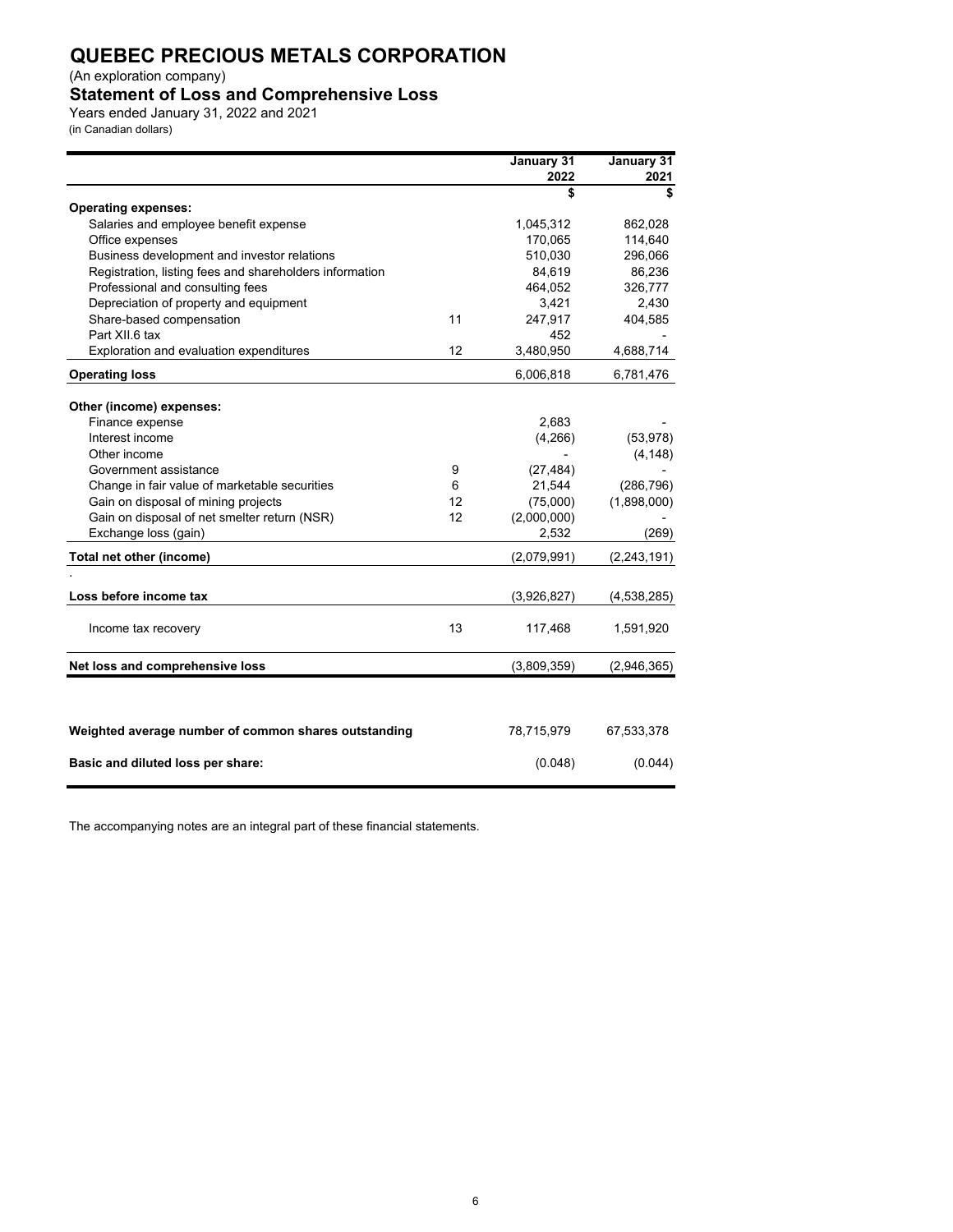# QUEBEC PRECIOUS METALS CORPORATION

(An exploration company)

## Statement of Loss and Comprehensive Loss

Years ended January 31, 2022 and 2021
(in Canadian dollars)

| | | January 31 2022 | January 31 2021 |
|---|---|---|---|
| | | $ | $ |
| **Operating expenses:** | | | |
| Salaries and employee benefit expense | | 1,045,312 | 862,028 |
| Office expenses | | 170,065 | 114,640 |
| Business development and investor relations | | 510,030 | 296,066 |
| Registration, listing fees and shareholders information | | 84,619 | 86,236 |
| Professional and consulting fees | | 464,052 | 326,777 |
| Depreciation of property and equipment | | 3,421 | 2,430 |
| Share-based compensation | 11 | 247,917 | 404,585 |
| Part XII.6 tax | | 452 | - |
| Exploration and evaluation expenditures | 12 | 3,480,950 | 4,688,714 |
| **Operating loss** | | 6,006,818 | 6,781,476 |
| **Other (income) expenses:** | | | |
| Finance expense | | 2,683 | - |
| Interest income | | (4,266) | (53,978) |
| Other income | | - | (4,148) |
| Government assistance | 9 | (27,484) | - |
| Change in fair value of marketable securities | 6 | 21,544 | (286,796) |
| Gain on disposal of mining projects | 12 | (75,000) | (1,898,000) |
| Gain on disposal of net smelter return (NSR) | 12 | (2,000,000) | - |
| Exchange loss (gain) | | 2,532 | (269) |
| **Total net other (income)** | | (2,079,991) | (2,243,191) |
| **Loss before income tax** | | (3,926,827) | (4,538,285) |
| Income tax recovery | 13 | 117,468 | 1,591,920 |
| **Net loss and comprehensive loss** | | (3,809,359) | (2,946,365) |
| | | | |
| **Weighted average number of common shares outstanding** | | 78,715,979 | 67,533,378 |
| **Basic and diluted loss per share:** | | (0.048) | (0.044) |

The accompanying notes are an integral part of these financial statements.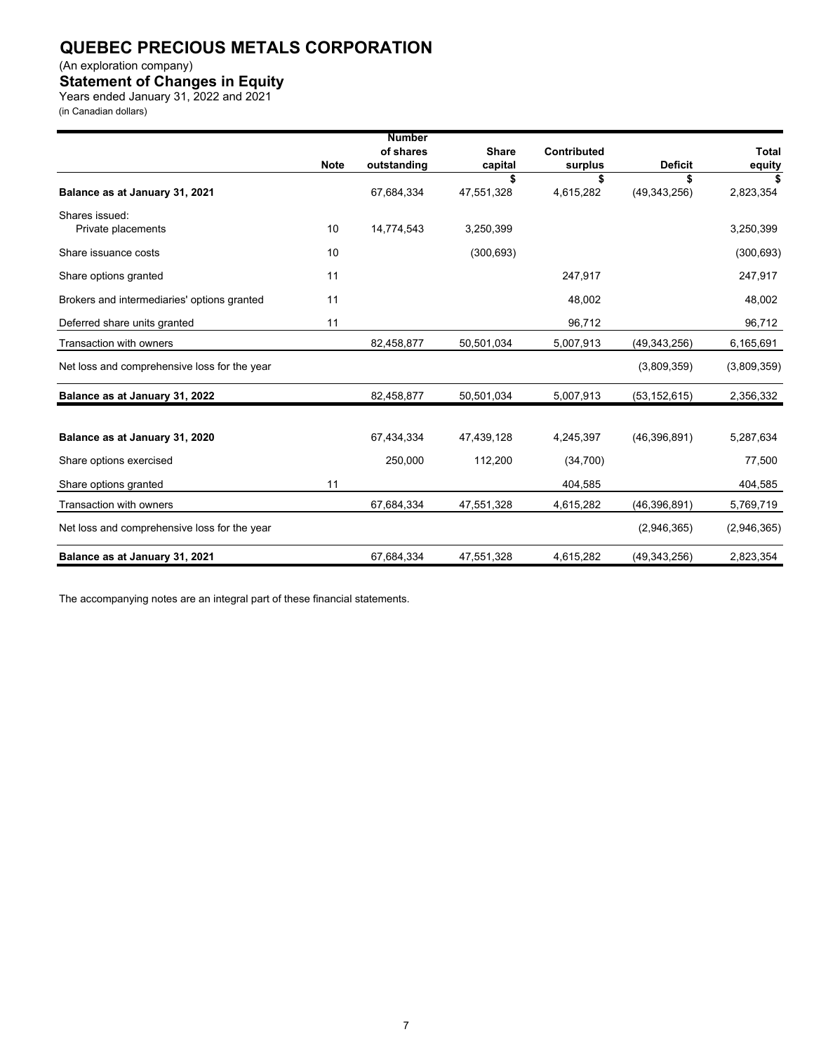# QUEBEC PRECIOUS METALS CORPORATION

(An exploration company)

## Statement of Changes in Equity

Years ended January 31, 2022 and 2021

(in Canadian dollars)

| | Note | Number of shares outstanding | Share capital | Contributed surplus | Deficit | Total equity |
|---|---|---|---|---|---|---|
| | | | $ | $ | $ | $ |
| **Balance as at January 31, 2021** | | 67,684,334 | 47,551,328 | 4,615,282 | (49,343,256) | 2,823,354 |
| Shares issued: | | | | | | |
| Private placements | 10 | 14,774,543 | 3,250,399 | | | 3,250,399 |
| Share issuance costs | 10 | | (300,693) | | | (300,693) |
| Share options granted | 11 | | | 247,917 | | 247,917 |
| Brokers and intermediaries' options granted | 11 | | | 48,002 | | 48,002 |
| Deferred share units granted | 11 | | | 96,712 | | 96,712 |
| Transaction with owners | | 82,458,877 | 50,501,034 | 5,007,913 | (49,343,256) | 6,165,691 |
| Net loss and comprehensive loss for the year | | | | | (3,809,359) | (3,809,359) |
| **Balance as at January 31, 2022** | | 82,458,877 | 50,501,034 | 5,007,913 | (53,152,615) | 2,356,332 |
| | | | | | | |
| **Balance as at January 31, 2020** | | 67,434,334 | 47,439,128 | 4,245,397 | (46,396,891) | 5,287,634 |
| Share options exercised | | 250,000 | 112,200 | (34,700) | | 77,500 |
| Share options granted | 11 | | | 404,585 | | 404,585 |
| Transaction with owners | | 67,684,334 | 47,551,328 | 4,615,282 | (46,396,891) | 5,769,719 |
| Net loss and comprehensive loss for the year | | | | | (2,946,365) | (2,946,365) |
| **Balance as at January 31, 2021** | | 67,684,334 | 47,551,328 | 4,615,282 | (49,343,256) | 2,823,354 |

The accompanying notes are an integral part of these financial statements.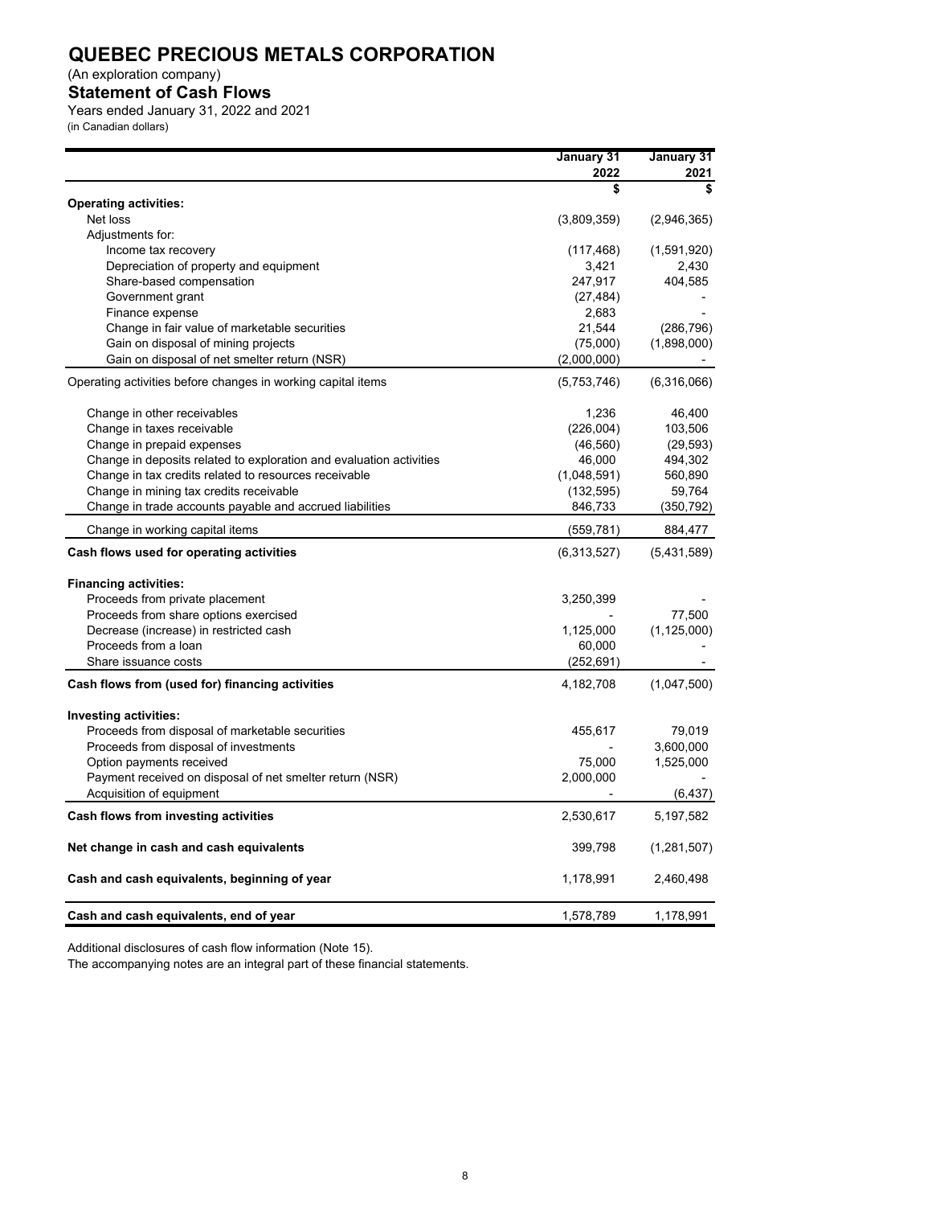# QUEBEC PRECIOUS METALS CORPORATION

(An exploration company)

## Statement of Cash Flows

Years ended January 31, 2022 and 2021

(in Canadian dollars)

| | January 31 2022 | January 31 2021 |
|---|---|---|
| | $ | $ |
| **Operating activities:** | | |
| Net loss | (3,809,359) | (2,946,365) |
| Adjustments for: | | |
| Income tax recovery | (117,468) | (1,591,920) |
| Depreciation of property and equipment | 3,421 | 2,430 |
| Share-based compensation | 247,917 | 404,585 |
| Government grant | (27,484) | - |
| Finance expense | 2,683 | - |
| Change in fair value of marketable securities | 21,544 | (286,796) |
| Gain on disposal of mining projects | (75,000) | (1,898,000) |
| Gain on disposal of net smelter return (NSR) | (2,000,000) | - |
| Operating activities before changes in working capital items | (5,753,746) | (6,316,066) |
| Change in other receivables | 1,236 | 46,400 |
| Change in taxes receivable | (226,004) | 103,506 |
| Change in prepaid expenses | (46,560) | (29,593) |
| Change in deposits related to exploration and evaluation activities | 46,000 | 494,302 |
| Change in tax credits related to resources receivable | (1,048,591) | 560,890 |
| Change in mining tax credits receivable | (132,595) | 59,764 |
| Change in trade accounts payable and accrued liabilities | 846,733 | (350,792) |
| Change in working capital items | (559,781) | 884,477 |
| **Cash flows used for operating activities** | (6,313,527) | (5,431,589) |
| **Financing activities:** | | |
| Proceeds from private placement | 3,250,399 | - |
| Proceeds from share options exercised | - | 77,500 |
| Decrease (increase) in restricted cash | 1,125,000 | (1,125,000) |
| Proceeds from a loan | 60,000 | - |
| Share issuance costs | (252,691) | - |
| **Cash flows from (used for) financing activities** | 4,182,708 | (1,047,500) |
| **Investing activities:** | | |
| Proceeds from disposal of marketable securities | 455,617 | 79,019 |
| Proceeds from disposal of investments | - | 3,600,000 |
| Option payments received | 75,000 | 1,525,000 |
| Payment received on disposal of net smelter return (NSR) | 2,000,000 | - |
| Acquisition of equipment | - | (6,437) |
| **Cash flows from investing activities** | 2,530,617 | 5,197,582 |
| **Net change in cash and cash equivalents** | 399,798 | (1,281,507) |
| **Cash and cash equivalents, beginning of year** | 1,178,991 | 2,460,498 |
| **Cash and cash equivalents, end of year** | 1,578,789 | 1,178,991 |

Additional disclosures of cash flow information (Note 15).

The accompanying notes are an integral part of these financial statements.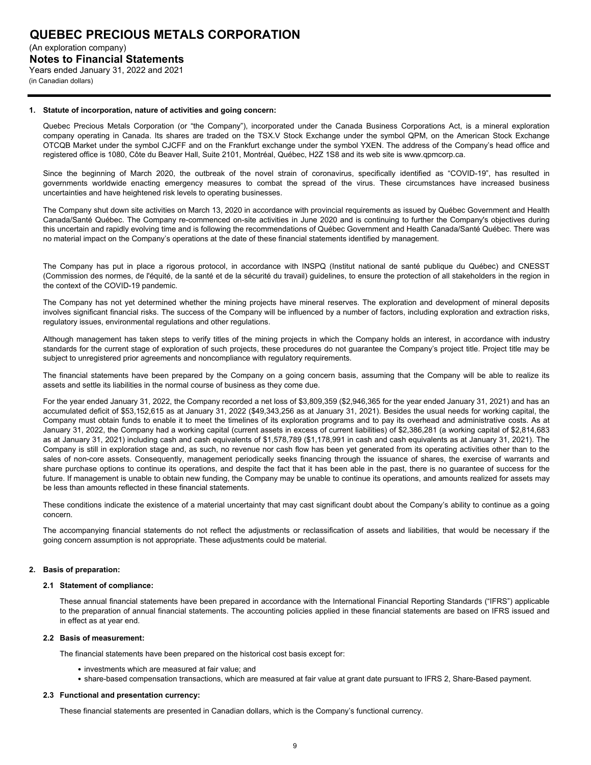### 1. Statute of incorporation, nature of activities and going concern:

Quebec Precious Metals Corporation (or "the Company"), incorporated under the Canada Business Corporations Act, is a mineral exploration company operating in Canada. Its shares are traded on the TSX.V Stock Exchange under the symbol QPM, on the American Stock Exchange OTCQB Market under the symbol CJCFF and on the Frankfurt exchange under the symbol YXEN. The address of the Company's head office and registered office is 1080, Côte du Beaver Hall, Suite 2101, Montréal, Québec, H2Z 1S8 and its web site is www.qpmcorp.ca.

Since the beginning of March 2020, the outbreak of the novel strain of coronavirus, specifically identified as "COVID-19", has resulted in governments worldwide enacting emergency measures to combat the spread of the virus. These circumstances have increased business uncertainties and have heightened risk levels to operating businesses.

The Company shut down site activities on March 13, 2020 in accordance with provincial requirements as issued by Québec Government and Health Canada/Santé Québec. The Company re-commenced on-site activities in June 2020 and is continuing to further the Company's objectives during this uncertain and rapidly evolving time and is following the recommendations of Québec Government and Health Canada/Santé Québec. There was no material impact on the Company's operations at the date of these financial statements identified by management.

The Company has put in place a rigorous protocol, in accordance with INSPQ (Institut national de santé publique du Québec) and CNESST (Commission des normes, de l'équité, de la santé et de la sécurité du travail) guidelines, to ensure the protection of all stakeholders in the region in the context of the COVID-19 pandemic.

The Company has not yet determined whether the mining projects have mineral reserves. The exploration and development of mineral deposits involves significant financial risks. The success of the Company will be influenced by a number of factors, including exploration and extraction risks, regulatory issues, environmental regulations and other regulations.

Although management has taken steps to verify titles of the mining projects in which the Company holds an interest, in accordance with industry standards for the current stage of exploration of such projects, these procedures do not guarantee the Company's project title. Project title may be subject to unregistered prior agreements and noncompliance with regulatory requirements.

The financial statements have been prepared by the Company on a going concern basis, assuming that the Company will be able to realize its assets and settle its liabilities in the normal course of business as they come due.

For the year ended January 31, 2022, the Company recorded a net loss of $3,809,359 ($2,946,365 for the year ended January 31, 2021) and has an accumulated deficit of $53,152,615 as at January 31, 2022 ($49,343,256 as at January 31, 2021). Besides the usual needs for working capital, the Company must obtain funds to enable it to meet the timelines of its exploration programs and to pay its overhead and administrative costs. As at January 31, 2022, the Company had a working capital (current assets in excess of current liabilities) of $2,386,281 (a working capital of $2,814,683 as at January 31, 2021) including cash and cash equivalents of $1,578,789 ($1,178,991 in cash and cash equivalents as at January 31, 2021). The Company is still in exploration stage and, as such, no revenue nor cash flow has been yet generated from its operating activities other than to the sales of non-core assets. Consequently, management periodically seeks financing through the issuance of shares, the exercise of warrants and share purchase options to continue its operations, and despite the fact that it has been able in the past, there is no guarantee of success for the future. If management is unable to obtain new funding, the Company may be unable to continue its operations, and amounts realized for assets may be less than amounts reflected in these financial statements.

These conditions indicate the existence of a material uncertainty that may cast significant doubt about the Company's ability to continue as a going concern.

The accompanying financial statements do not reflect the adjustments or reclassification of assets and liabilities, that would be necessary if the going concern assumption is not appropriate. These adjustments could be material.

### 2. Basis of preparation:

#### 2.1 Statement of compliance:

These annual financial statements have been prepared in accordance with the International Financial Reporting Standards ("IFRS") applicable to the preparation of annual financial statements. The accounting policies applied in these financial statements are based on IFRS issued and in effect as at year end.

#### 2.2 Basis of measurement:

The financial statements have been prepared on the historical cost basis except for:

- investments which are measured at fair value; and
- share-based compensation transactions, which are measured at fair value at grant date pursuant to IFRS 2, Share-Based payment.

#### 2.3 Functional and presentation currency:

These financial statements are presented in Canadian dollars, which is the Company's functional currency.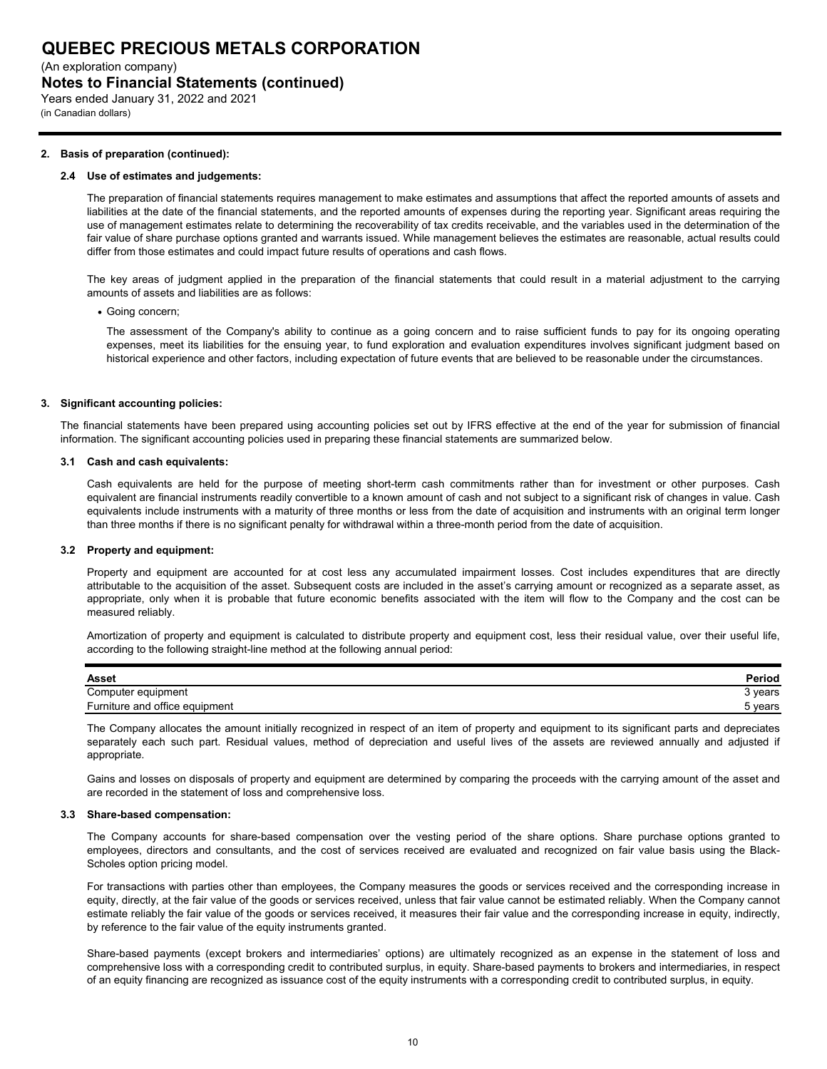## 2. Basis of preparation (continued):

### 2.4 Use of estimates and judgements:

The preparation of financial statements requires management to make estimates and assumptions that affect the reported amounts of assets and liabilities at the date of the financial statements, and the reported amounts of expenses during the reporting year. Significant areas requiring the use of management estimates relate to determining the recoverability of tax credits receivable, and the variables used in the determination of the fair value of share purchase options granted and warrants issued. While management believes the estimates are reasonable, actual results could differ from those estimates and could impact future results of operations and cash flows.

The key areas of judgment applied in the preparation of the financial statements that could result in a material adjustment to the carrying amounts of assets and liabilities are as follows:

- Going concern;

  The assessment of the Company's ability to continue as a going concern and to raise sufficient funds to pay for its ongoing operating expenses, meet its liabilities for the ensuing year, to fund exploration and evaluation expenditures involves significant judgment based on historical experience and other factors, including expectation of future events that are believed to be reasonable under the circumstances.

## 3. Significant accounting policies:

The financial statements have been prepared using accounting policies set out by IFRS effective at the end of the year for submission of financial information. The significant accounting policies used in preparing these financial statements are summarized below.

### 3.1 Cash and cash equivalents:

Cash equivalents are held for the purpose of meeting short-term cash commitments rather than for investment or other purposes. Cash equivalent are financial instruments readily convertible to a known amount of cash and not subject to a significant risk of changes in value. Cash equivalents include instruments with a maturity of three months or less from the date of acquisition and instruments with an original term longer than three months if there is no significant penalty for withdrawal within a three-month period from the date of acquisition.

### 3.2 Property and equipment:

Property and equipment are accounted for at cost less any accumulated impairment losses. Cost includes expenditures that are directly attributable to the acquisition of the asset. Subsequent costs are included in the asset's carrying amount or recognized as a separate asset, as appropriate, only when it is probable that future economic benefits associated with the item will flow to the Company and the cost can be measured reliably.

Amortization of property and equipment is calculated to distribute property and equipment cost, less their residual value, over their useful life, according to the following straight-line method at the following annual period:

| Asset | Period |
|---|---|
| Computer equipment | 3 years |
| Furniture and office equipment | 5 years |

The Company allocates the amount initially recognized in respect of an item of property and equipment to its significant parts and depreciates separately each such part. Residual values, method of depreciation and useful lives of the assets are reviewed annually and adjusted if appropriate.

Gains and losses on disposals of property and equipment are determined by comparing the proceeds with the carrying amount of the asset and are recorded in the statement of loss and comprehensive loss.

### 3.3 Share-based compensation:

The Company accounts for share-based compensation over the vesting period of the share options. Share purchase options granted to employees, directors and consultants, and the cost of services received are evaluated and recognized on fair value basis using the Black-Scholes option pricing model.

For transactions with parties other than employees, the Company measures the goods or services received and the corresponding increase in equity, directly, at the fair value of the goods or services received, unless that fair value cannot be estimated reliably. When the Company cannot estimate reliably the fair value of the goods or services received, it measures their fair value and the corresponding increase in equity, indirectly, by reference to the fair value of the equity instruments granted.

Share-based payments (except brokers and intermediaries' options) are ultimately recognized as an expense in the statement of loss and comprehensive loss with a corresponding credit to contributed surplus, in equity. Share-based payments to brokers and intermediaries, in respect of an equity financing are recognized as issuance cost of the equity instruments with a corresponding credit to contributed surplus, in equity.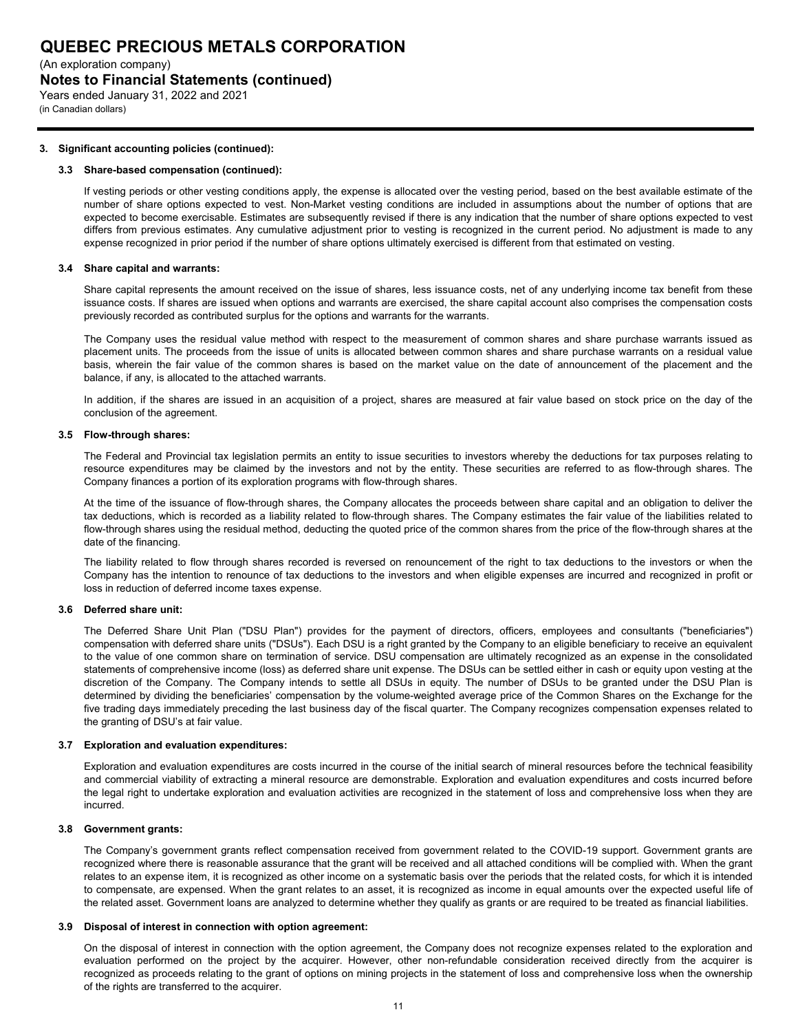# QUEBEC PRECIOUS METALS CORPORATION

(An exploration company)

## Notes to Financial Statements (continued)

Years ended January 31, 2022 and 2021

(in Canadian dollars)

### 3. Significant accounting policies (continued):

#### 3.3 Share-based compensation (continued):

If vesting periods or other vesting conditions apply, the expense is allocated over the vesting period, based on the best available estimate of the number of share options expected to vest. Non-Market vesting conditions are included in assumptions about the number of options that are expected to become exercisable. Estimates are subsequently revised if there is any indication that the number of share options expected to vest differs from previous estimates. Any cumulative adjustment prior to vesting is recognized in the current period. No adjustment is made to any expense recognized in prior period if the number of share options ultimately exercised is different from that estimated on vesting.

#### 3.4 Share capital and warrants:

Share capital represents the amount received on the issue of shares, less issuance costs, net of any underlying income tax benefit from these issuance costs. If shares are issued when options and warrants are exercised, the share capital account also comprises the compensation costs previously recorded as contributed surplus for the options and warrants for the warrants.

The Company uses the residual value method with respect to the measurement of common shares and share purchase warrants issued as placement units. The proceeds from the issue of units is allocated between common shares and share purchase warrants on a residual value basis, wherein the fair value of the common shares is based on the market value on the date of announcement of the placement and the balance, if any, is allocated to the attached warrants.

In addition, if the shares are issued in an acquisition of a project, shares are measured at fair value based on stock price on the day of the conclusion of the agreement.

#### 3.5 Flow-through shares:

The Federal and Provincial tax legislation permits an entity to issue securities to investors whereby the deductions for tax purposes relating to resource expenditures may be claimed by the investors and not by the entity. These securities are referred to as flow-through shares. The Company finances a portion of its exploration programs with flow-through shares.

At the time of the issuance of flow-through shares, the Company allocates the proceeds between share capital and an obligation to deliver the tax deductions, which is recorded as a liability related to flow-through shares. The Company estimates the fair value of the liabilities related to flow-through shares using the residual method, deducting the quoted price of the common shares from the price of the flow-through shares at the date of the financing.

The liability related to flow through shares recorded is reversed on renouncement of the right to tax deductions to the investors or when the Company has the intention to renounce of tax deductions to the investors and when eligible expenses are incurred and recognized in profit or loss in reduction of deferred income taxes expense.

#### 3.6 Deferred share unit:

The Deferred Share Unit Plan ("DSU Plan") provides for the payment of directors, officers, employees and consultants ("beneficiaries") compensation with deferred share units ("DSUs"). Each DSU is a right granted by the Company to an eligible beneficiary to receive an equivalent to the value of one common share on termination of service. DSU compensation are ultimately recognized as an expense in the consolidated statements of comprehensive income (loss) as deferred share unit expense. The DSUs can be settled either in cash or equity upon vesting at the discretion of the Company. The Company intends to settle all DSUs in equity. The number of DSUs to be granted under the DSU Plan is determined by dividing the beneficiaries' compensation by the volume-weighted average price of the Common Shares on the Exchange for the five trading days immediately preceding the last business day of the fiscal quarter. The Company recognizes compensation expenses related to the granting of DSU's at fair value.

#### 3.7 Exploration and evaluation expenditures:

Exploration and evaluation expenditures are costs incurred in the course of the initial search of mineral resources before the technical feasibility and commercial viability of extracting a mineral resource are demonstrable. Exploration and evaluation expenditures and costs incurred before the legal right to undertake exploration and evaluation activities are recognized in the statement of loss and comprehensive loss when they are incurred.

#### 3.8 Government grants:

The Company's government grants reflect compensation received from government related to the COVID-19 support. Government grants are recognized where there is reasonable assurance that the grant will be received and all attached conditions will be complied with. When the grant relates to an expense item, it is recognized as other income on a systematic basis over the periods that the related costs, for which it is intended to compensate, are expensed. When the grant relates to an asset, it is recognized as income in equal amounts over the expected useful life of the related asset. Government loans are analyzed to determine whether they qualify as grants or are required to be treated as financial liabilities.

#### 3.9 Disposal of interest in connection with option agreement:

On the disposal of interest in connection with the option agreement, the Company does not recognize expenses related to the exploration and evaluation performed on the project by the acquirer. However, other non-refundable consideration received directly from the acquirer is recognized as proceeds relating to the grant of options on mining projects in the statement of loss and comprehensive loss when the ownership of the rights are transferred to the acquirer.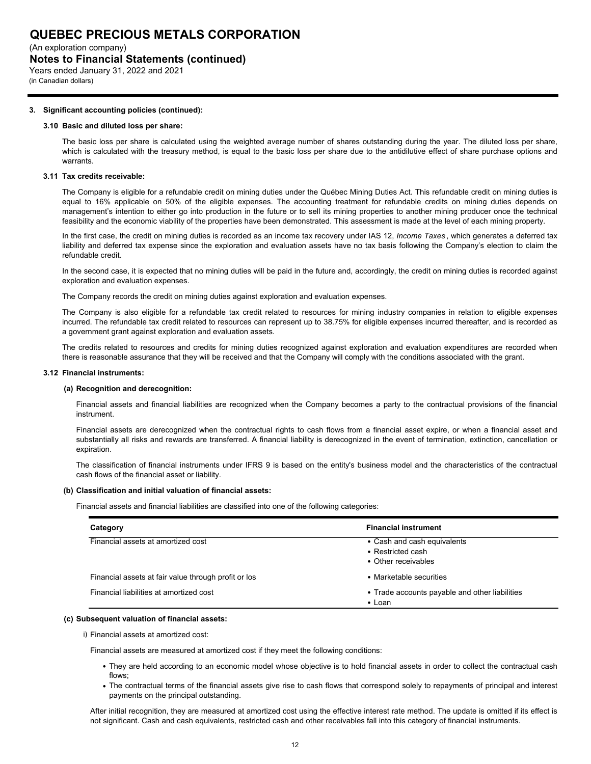### 3. Significant accounting policies (continued):

#### 3.10 Basic and diluted loss per share:

The basic loss per share is calculated using the weighted average number of shares outstanding during the year. The diluted loss per share, which is calculated with the treasury method, is equal to the basic loss per share due to the antidilutive effect of share purchase options and warrants.

#### 3.11 Tax credits receivable:

The Company is eligible for a refundable credit on mining duties under the Québec Mining Duties Act. This refundable credit on mining duties is equal to 16% applicable on 50% of the eligible expenses. The accounting treatment for refundable credits on mining duties depends on management's intention to either go into production in the future or to sell its mining properties to another mining producer once the technical feasibility and the economic viability of the properties have been demonstrated. This assessment is made at the level of each mining property.

In the first case, the credit on mining duties is recorded as an income tax recovery under IAS 12, *Income Taxes*, which generates a deferred tax liability and deferred tax expense since the exploration and evaluation assets have no tax basis following the Company's election to claim the refundable credit.

In the second case, it is expected that no mining duties will be paid in the future and, accordingly, the credit on mining duties is recorded against exploration and evaluation expenses.

The Company records the credit on mining duties against exploration and evaluation expenses.

The Company is also eligible for a refundable tax credit related to resources for mining industry companies in relation to eligible expenses incurred. The refundable tax credit related to resources can represent up to 38.75% for eligible expenses incurred thereafter, and is recorded as a government grant against exploration and evaluation assets.

The credits related to resources and credits for mining duties recognized against exploration and evaluation expenditures are recorded when there is reasonable assurance that they will be received and that the Company will comply with the conditions associated with the grant.

#### 3.12 Financial instruments:

**(a) Recognition and derecognition:**

Financial assets and financial liabilities are recognized when the Company becomes a party to the contractual provisions of the financial instrument.

Financial assets are derecognized when the contractual rights to cash flows from a financial asset expire, or when a financial asset and substantially all risks and rewards are transferred. A financial liability is derecognized in the event of termination, extinction, cancellation or expiration.

The classification of financial instruments under IFRS 9 is based on the entity's business model and the characteristics of the contractual cash flows of the financial asset or liability.

**(b) Classification and initial valuation of financial assets:**

Financial assets and financial liabilities are classified into one of the following categories:

| Category | Financial instrument |
|---|---|
| Financial assets at amortized cost | • Cash and cash equivalents<br>• Restricted cash<br>• Other receivables |
| Financial assets at fair value through profit or los | • Marketable securities |
| Financial liabilities at amortized cost | • Trade accounts payable and other liabilities<br>• Loan |

**(c) Subsequent valuation of financial assets:**

i) Financial assets at amortized cost:

Financial assets are measured at amortized cost if they meet the following conditions:

- They are held according to an economic model whose objective is to hold financial assets in order to collect the contractual cash flows;
- The contractual terms of the financial assets give rise to cash flows that correspond solely to repayments of principal and interest payments on the principal outstanding.

After initial recognition, they are measured at amortized cost using the effective interest rate method. The update is omitted if its effect is not significant. Cash and cash equivalents, restricted cash and other receivables fall into this category of financial instruments.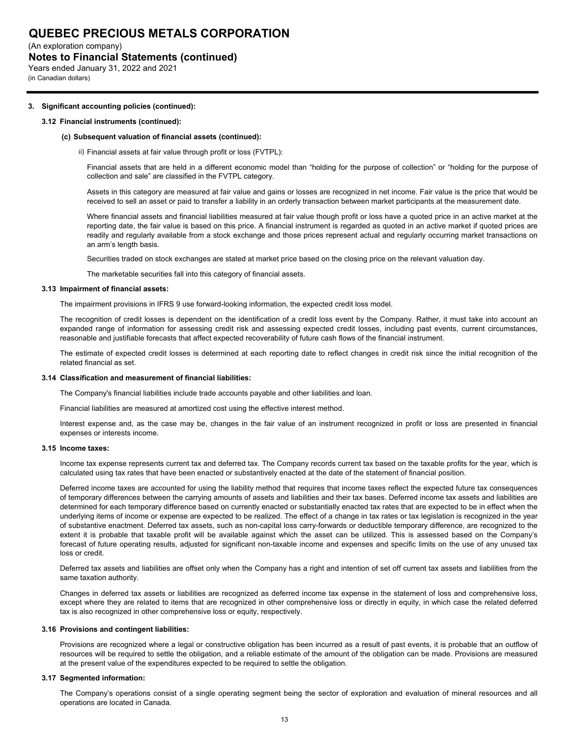# QUEBEC PRECIOUS METALS CORPORATION

(An exploration company)

**Notes to Financial Statements (continued)**

Years ended January 31, 2022 and 2021

(in Canadian dollars)

---

**3. Significant accounting policies (continued):**

**3.12 Financial instruments (continued):**

**(c) Subsequent valuation of financial assets (continued):**

ii) Financial assets at fair value through profit or loss (FVTPL):

Financial assets that are held in a different economic model than “holding for the purpose of collection” or “holding for the purpose of collection and sale” are classified in the FVTPL category.

Assets in this category are measured at fair value and gains or losses are recognized in net income. Fair value is the price that would be received to sell an asset or paid to transfer a liability in an orderly transaction between market participants at the measurement date.

Where financial assets and financial liabilities measured at fair value though profit or loss have a quoted price in an active market at the reporting date, the fair value is based on this price. A financial instrument is regarded as quoted in an active market if quoted prices are readily and regularly available from a stock exchange and those prices represent actual and regularly occurring market transactions on an arm’s length basis.

Securities traded on stock exchanges are stated at market price based on the closing price on the relevant valuation day.

The marketable securities fall into this category of financial assets.

**3.13 Impairment of financial assets:**

The impairment provisions in IFRS 9 use forward-looking information, the expected credit loss model.

The recognition of credit losses is dependent on the identification of a credit loss event by the Company. Rather, it must take into account an expanded range of information for assessing credit risk and assessing expected credit losses, including past events, current circumstances, reasonable and justifiable forecasts that affect expected recoverability of future cash flows of the financial instrument.

The estimate of expected credit losses is determined at each reporting date to reflect changes in credit risk since the initial recognition of the related financial as set.

**3.14 Classification and measurement of financial liabilities:**

The Company's financial liabilities include trade accounts payable and other liabilities and loan.

Financial liabilities are measured at amortized cost using the effective interest method.

Interest expense and, as the case may be, changes in the fair value of an instrument recognized in profit or loss are presented in financial expenses or interests income.

**3.15 Income taxes:**

Income tax expense represents current tax and deferred tax. The Company records current tax based on the taxable profits for the year, which is calculated using tax rates that have been enacted or substantively enacted at the date of the statement of financial position.

Deferred income taxes are accounted for using the liability method that requires that income taxes reflect the expected future tax consequences of temporary differences between the carrying amounts of assets and liabilities and their tax bases. Deferred income tax assets and liabilities are determined for each temporary difference based on currently enacted or substantially enacted tax rates that are expected to be in effect when the underlying items of income or expense are expected to be realized. The effect of a change in tax rates or tax legislation is recognized in the year of substantive enactment. Deferred tax assets, such as non-capital loss carry-forwards or deductible temporary difference, are recognized to the extent it is probable that taxable profit will be available against which the asset can be utilized. This is assessed based on the Company’s forecast of future operating results, adjusted for significant non-taxable income and expenses and specific limits on the use of any unused tax loss or credit.

Deferred tax assets and liabilities are offset only when the Company has a right and intention of set off current tax assets and liabilities from the same taxation authority.

Changes in deferred tax assets or liabilities are recognized as deferred income tax expense in the statement of loss and comprehensive loss, except where they are related to items that are recognized in other comprehensive loss or directly in equity, in which case the related deferred tax is also recognized in other comprehensive loss or equity, respectively.

**3.16 Provisions and contingent liabilities:**

Provisions are recognized where a legal or constructive obligation has been incurred as a result of past events, it is probable that an outflow of resources will be required to settle the obligation, and a reliable estimate of the amount of the obligation can be made. Provisions are measured at the present value of the expenditures expected to be required to settle the obligation.

**3.17 Segmented information:**

The Company’s operations consist of a single operating segment being the sector of exploration and evaluation of mineral resources and all operations are located in Canada.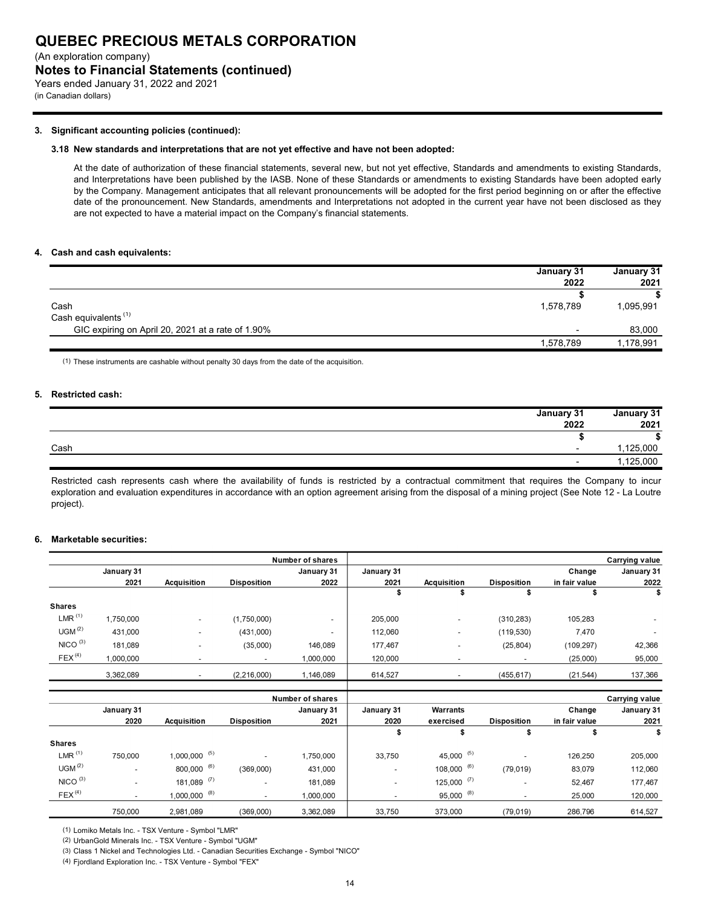# QUEBEC PRECIOUS METALS CORPORATION

(An exploration company)

## Notes to Financial Statements (continued)

Years ended January 31, 2022 and 2021

(in Canadian dollars)

### 3. Significant accounting policies (continued):

#### 3.18 New standards and interpretations that are not yet effective and have not been adopted:

At the date of authorization of these financial statements, several new, but not yet effective, Standards and amendments to existing Standards, and Interpretations have been published by the IASB. None of these Standards or amendments to existing Standards have been adopted early by the Company. Management anticipates that all relevant pronouncements will be adopted for the first period beginning on or after the effective date of the pronouncement. New Standards, amendments and Interpretations not adopted in the current year have not been disclosed as they are not expected to have a material impact on the Company's financial statements.

### 4. Cash and cash equivalents:

| | January 31 2022 | January 31 2021 |
|---|---|---|
| | $ | $ |
| Cash | 1,578,789 | 1,095,991 |
| Cash equivalents [(1)] | | |
| GIC expiring on April 20, 2021 at a rate of 1.90% | - | 83,000 |
| | 1,578,789 | 1,178,991 |

(1) These instruments are cashable without penalty 30 days from the date of the acquisition.

### 5. Restricted cash:

| | January 31 2022 | January 31 2021 |
|---|---|---|
| | $ | $ |
| Cash | - | 1,125,000 |
| | - | 1,125,000 |

Restricted cash represents cash where the availability of funds is restricted by a contractual commitment that requires the Company to incur exploration and evaluation expenditures in accordance with an option agreement arising from the disposal of a mining project (See Note 12 - La Loutre project).

### 6. Marketable securities:

| | Number of shares | | | | Carrying value | | | | |
|---|---|---|---|---|---|---|---|---|---|
| | January 31 2021 | Acquisition | Disposition | January 31 2022 | January 31 2021 | Acquisition | Disposition | Change in fair value | January 31 2022 |
| | | | | | $ | $ | $ | $ | $ |
| **Shares** | | | | | | | | | |
| LMR [(1)] | 1,750,000 | - | (1,750,000) | - | 205,000 | - | (310,283) | 105,283 | - |
| UGM [(2)] | 431,000 | - | (431,000) | - | 112,060 | - | (119,530) | 7,470 | - |
| NICO [(3)] | 181,089 | - | (35,000) | 146,089 | 177,467 | - | (25,804) | (109,297) | 42,366 |
| FEX [(4)] | 1,000,000 | - | - | 1,000,000 | 120,000 | - | - | (25,000) | 95,000 |
| | 3,362,089 | - | (2,216,000) | 1,146,089 | 614,527 | - | (455,617) | (21,544) | 137,366 |

| | Number of shares | | | | Carrying value | | | | |
|---|---|---|---|---|---|---|---|---|---|
| | January 31 2020 | Acquisition | Disposition | January 31 2021 | January 31 2020 | Warrants exercised | Disposition | Change in fair value | January 31 2021 |
| | | | | | $ | $ | $ | $ | $ |
| **Shares** | | | | | | | | | |
| LMR [(1)] | 750,000 | 1,000,000 [(5)] | - | 1,750,000 | 33,750 | 45,000 [(5)] | - | 126,250 | 205,000 |
| UGM [(2)] | - | 800,000 [(6)] | (369,000) | 431,000 | - | 108,000 [(6)] | (79,019) | 83,079 | 112,060 |
| NICO [(3)] | - | 181,089 [(7)] | - | 181,089 | - | 125,000 [(7)] | - | 52,467 | 177,467 |
| FEX [(4)] | - | 1,000,000 [(8)] | - | 1,000,000 | - | 95,000 [(8)] | - | 25,000 | 120,000 |
| | 750,000 | 2,981,089 | (369,000) | 3,362,089 | 33,750 | 373,000 | (79,019) | 286,796 | 614,527 |

(1) Lomiko Metals Inc. - TSX Venture - Symbol "LMR"

(2) UrbanGold Minerals Inc. - TSX Venture - Symbol "UGM"

(3) Class 1 Nickel and Technologies Ltd. - Canadian Securities Exchange - Symbol "NICO"

(4) Fjordland Exploration Inc. - TSX Venture - Symbol "FEX"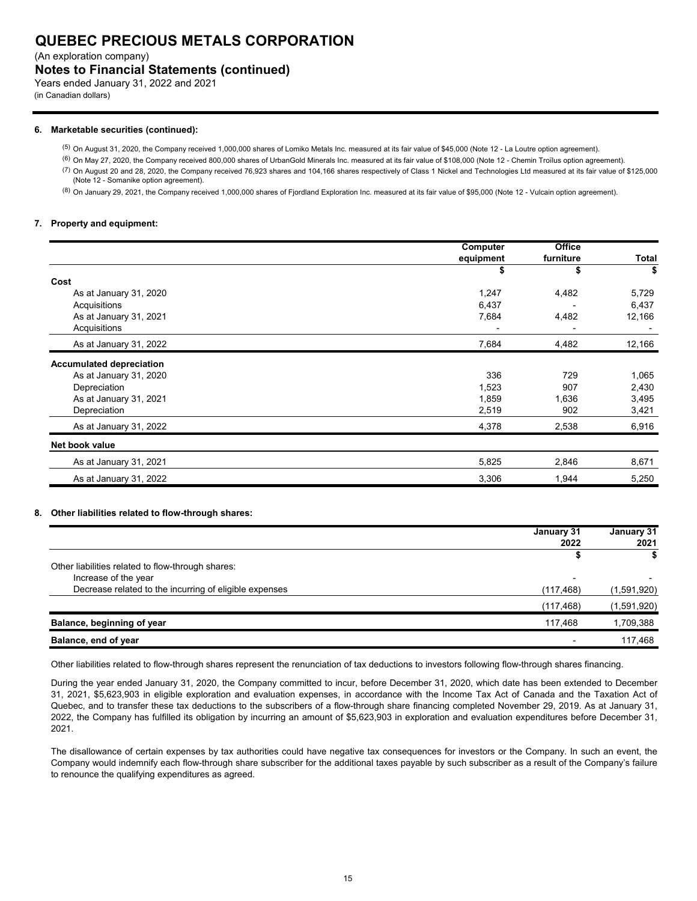# QUEBEC PRECIOUS METALS CORPORATION

(An exploration company)

## Notes to Financial Statements (continued)

Years ended January 31, 2022 and 2021

(in Canadian dollars)

### 6. Marketable securities (continued):

(5) On August 31, 2020, the Company received 1,000,000 shares of Lomiko Metals Inc. measured at its fair value of $45,000 (Note 12 - La Loutre option agreement).

(6) On May 27, 2020, the Company received 800,000 shares of UrbanGold Minerals Inc. measured at its fair value of $108,000 (Note 12 - Chemin Troïlus option agreement).

(7) On August 20 and 28, 2020, the Company received 76,923 shares and 104,166 shares respectively of Class 1 Nickel and Technologies Ltd measured at its fair value of $125,000 (Note 12 - Somanike option agreement).

(8) On January 29, 2021, the Company received 1,000,000 shares of Fjordland Exploration Inc. measured at its fair value of $95,000 (Note 12 - Vulcain option agreement).

### 7. Property and equipment:

| | Computer equipment | Office furniture | Total |
|---|---|---|---|
| | $ | $ | $ |
| **Cost** | | | |
| As at January 31, 2020 | 1,247 | 4,482 | 5,729 |
| Acquisitions | 6,437 | - | 6,437 |
| As at January 31, 2021 | 7,684 | 4,482 | 12,166 |
| Acquisitions | - | - | - |
| As at January 31, 2022 | 7,684 | 4,482 | 12,166 |
| **Accumulated depreciation** | | | |
| As at January 31, 2020 | 336 | 729 | 1,065 |
| Depreciation | 1,523 | 907 | 2,430 |
| As at January 31, 2021 | 1,859 | 1,636 | 3,495 |
| Depreciation | 2,519 | 902 | 3,421 |
| As at January 31, 2022 | 4,378 | 2,538 | 6,916 |
| **Net book value** | | | |
| As at January 31, 2021 | 5,825 | 2,846 | 8,671 |
| As at January 31, 2022 | 3,306 | 1,944 | 5,250 |

### 8. Other liabilities related to flow-through shares:

| | January 31 2022 | January 31 2021 |
|---|---|---|
| | $ | $ |
| Other liabilities related to flow-through shares: | | |
| Increase of the year | - | - |
| Decrease related to the incurring of eligible expenses | (117,468) | (1,591,920) |
| | (117,468) | (1,591,920) |
| **Balance, beginning of year** | 117,468 | 1,709,388 |
| **Balance, end of year** | - | 117,468 |

Other liabilities related to flow-through shares represent the renunciation of tax deductions to investors following flow-through shares financing.

During the year ended January 31, 2020, the Company committed to incur, before December 31, 2020, which date has been extended to December 31, 2021, $5,623,903 in eligible exploration and evaluation expenses, in accordance with the Income Tax Act of Canada and the Taxation Act of Quebec, and to transfer these tax deductions to the subscribers of a flow-through share financing completed November 29, 2019. As at January 31, 2022, the Company has fulfilled its obligation by incurring an amount of $5,623,903 in exploration and evaluation expenditures before December 31, 2021.

The disallowance of certain expenses by tax authorities could have negative tax consequences for investors or the Company. In such an event, the Company would indemnify each flow-through share subscriber for the additional taxes payable by such subscriber as a result of the Company's failure to renounce the qualifying expenditures as agreed.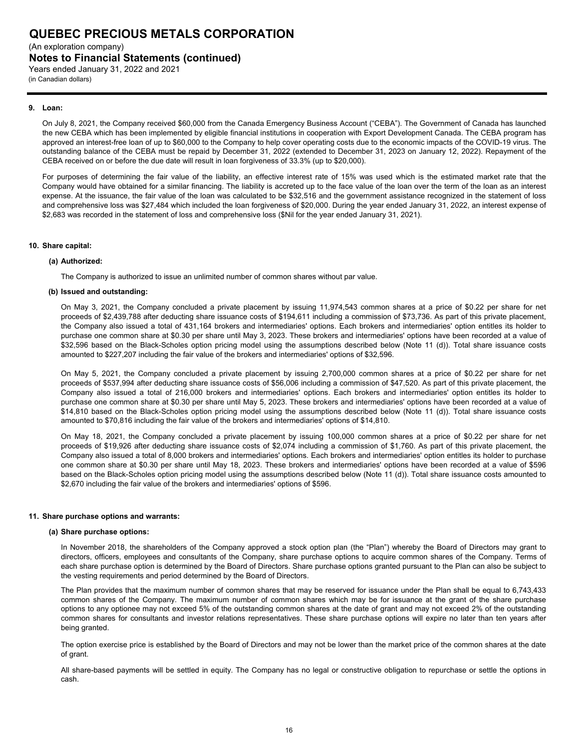## 9. Loan:

On July 8, 2021, the Company received $60,000 from the Canada Emergency Business Account ("CEBA"). The Government of Canada has launched the new CEBA which has been implemented by eligible financial institutions in cooperation with Export Development Canada. The CEBA program has approved an interest-free loan of up to $60,000 to the Company to help cover operating costs due to the economic impacts of the COVID-19 virus. The outstanding balance of the CEBA must be repaid by December 31, 2022 (extended to December 31, 2023 on January 12, 2022). Repayment of the CEBA received on or before the due date will result in loan forgiveness of 33.3% (up to $20,000).

For purposes of determining the fair value of the liability, an effective interest rate of 15% was used which is the estimated market rate that the Company would have obtained for a similar financing. The liability is accreted up to the face value of the loan over the term of the loan as an interest expense. At the issuance, the fair value of the loan was calculated to be $32,516 and the government assistance recognized in the statement of loss and comprehensive loss was $27,484 which included the loan forgiveness of $20,000. During the year ended January 31, 2022, an interest expense of $2,683 was recorded in the statement of loss and comprehensive loss ($Nil for the year ended January 31, 2021).

## 10. Share capital:

### (a) Authorized:

The Company is authorized to issue an unlimited number of common shares without par value.

### (b) Issued and outstanding:

On May 3, 2021, the Company concluded a private placement by issuing 11,974,543 common shares at a price of $0.22 per share for net proceeds of $2,439,788 after deducting share issuance costs of $194,611 including a commission of $73,736. As part of this private placement, the Company also issued a total of 431,164 brokers and intermediaries' options. Each brokers and intermediaries' option entitles its holder to purchase one common share at $0.30 per share until May 3, 2023. These brokers and intermediaries' options have been recorded at a value of $32,596 based on the Black-Scholes option pricing model using the assumptions described below (Note 11 (d)). Total share issuance costs amounted to $227,207 including the fair value of the brokers and intermediaries' options of $32,596.

On May 5, 2021, the Company concluded a private placement by issuing 2,700,000 common shares at a price of $0.22 per share for net proceeds of $537,994 after deducting share issuance costs of $56,006 including a commission of $47,520. As part of this private placement, the Company also issued a total of 216,000 brokers and intermediaries' options. Each brokers and intermediaries' option entitles its holder to purchase one common share at $0.30 per share until May 5, 2023. These brokers and intermediaries' options have been recorded at a value of $14,810 based on the Black-Scholes option pricing model using the assumptions described below (Note 11 (d)). Total share issuance costs amounted to $70,816 including the fair value of the brokers and intermediaries' options of $14,810.

On May 18, 2021, the Company concluded a private placement by issuing 100,000 common shares at a price of $0.22 per share for net proceeds of $19,926 after deducting share issuance costs of $2,074 including a commission of $1,760. As part of this private placement, the Company also issued a total of 8,000 brokers and intermediaries' options. Each brokers and intermediaries' option entitles its holder to purchase one common share at $0.30 per share until May 18, 2023. These brokers and intermediaries' options have been recorded at a value of $596 based on the Black-Scholes option pricing model using the assumptions described below (Note 11 (d)). Total share issuance costs amounted to $2,670 including the fair value of the brokers and intermediaries' options of $596.

## 11. Share purchase options and warrants:

### (a) Share purchase options:

In November 2018, the shareholders of the Company approved a stock option plan (the "Plan") whereby the Board of Directors may grant to directors, officers, employees and consultants of the Company, share purchase options to acquire common shares of the Company. Terms of each share purchase option is determined by the Board of Directors. Share purchase options granted pursuant to the Plan can also be subject to the vesting requirements and period determined by the Board of Directors.

The Plan provides that the maximum number of common shares that may be reserved for issuance under the Plan shall be equal to 6,743,433 common shares of the Company. The maximum number of common shares which may be for issuance at the grant of the share purchase options to any optionee may not exceed 5% of the outstanding common shares at the date of grant and may not exceed 2% of the outstanding common shares for consultants and investor relations representatives. These share purchase options will expire no later than ten years after being granted.

The option exercise price is established by the Board of Directors and may not be lower than the market price of the common shares at the date of grant.

All share-based payments will be settled in equity. The Company has no legal or constructive obligation to repurchase or settle the options in cash.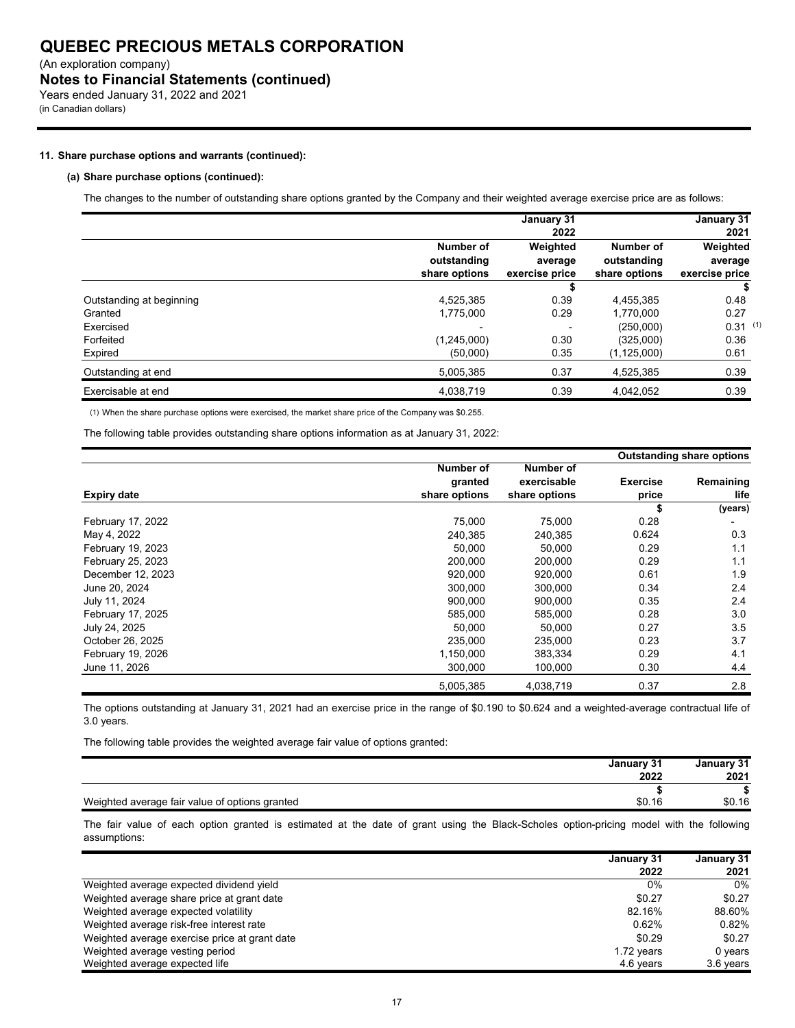**11. Share purchase options and warrants (continued):**

**(a) Share purchase options (continued):**

The changes to the number of outstanding share options granted by the Company and their weighted average exercise price are as follows:

| | January 31 2022 | | January 31 2021 | |
|---|---|---|---|---|
| | Number of outstanding share options | Weighted average exercise price | Number of outstanding share options | Weighted average exercise price |
| | | $ | | $ |
| Outstanding at beginning | 4,525,385 | 0.39 | 4,455,385 | 0.48 |
| Granted | 1,775,000 | 0.29 | 1,770,000 | 0.27 |
| Exercised | - | - | (250,000) | 0.31 (1) |
| Forfeited | (1,245,000) | 0.30 | (325,000) | 0.36 |
| Expired | (50,000) | 0.35 | (1,125,000) | 0.61 |
| Outstanding at end | 5,005,385 | 0.37 | 4,525,385 | 0.39 |
| Exercisable at end | 4,038,719 | 0.39 | 4,042,052 | 0.39 |

(1) When the share purchase options were exercised, the market share price of the Company was $0.255.

The following table provides outstanding share options information as at January 31, 2022:

| | | | Outstanding share options | |
|---|---|---|---|---|
| Expiry date | Number of granted share options | Number of exercisable share options | Exercise price | Remaining life |
| | | | $ | (years) |
| February 17, 2022 | 75,000 | 75,000 | 0.28 | - |
| May 4, 2022 | 240,385 | 240,385 | 0.624 | 0.3 |
| February 19, 2023 | 50,000 | 50,000 | 0.29 | 1.1 |
| February 25, 2023 | 200,000 | 200,000 | 0.29 | 1.1 |
| December 12, 2023 | 920,000 | 920,000 | 0.61 | 1.9 |
| June 20, 2024 | 300,000 | 300,000 | 0.34 | 2.4 |
| July 11, 2024 | 900,000 | 900,000 | 0.35 | 2.4 |
| February 17, 2025 | 585,000 | 585,000 | 0.28 | 3.0 |
| July 24, 2025 | 50,000 | 50,000 | 0.27 | 3.5 |
| October 26, 2025 | 235,000 | 235,000 | 0.23 | 3.7 |
| February 19, 2026 | 1,150,000 | 383,334 | 0.29 | 4.1 |
| June 11, 2026 | 300,000 | 100,000 | 0.30 | 4.4 |
| | 5,005,385 | 4,038,719 | 0.37 | 2.8 |

The options outstanding at January 31, 2021 had an exercise price in the range of $0.190 to $0.624 and a weighted-average contractual life of 3.0 years.

The following table provides the weighted average fair value of options granted:

| | January 31 2022 | January 31 2021 |
|---|---|---|
| | $ | $ |
| Weighted average fair value of options granted | $0.16 | $0.16 |

The fair value of each option granted is estimated at the date of grant using the Black-Scholes option-pricing model with the following assumptions:

| | January 31 2022 | January 31 2021 |
|---|---|---|
| Weighted average expected dividend yield | 0% | 0% |
| Weighted average share price at grant date | $0.27 | $0.27 |
| Weighted average expected volatility | 82.16% | 88.60% |
| Weighted average risk-free interest rate | 0.62% | 0.82% |
| Weighted average exercise price at grant date | $0.29 | $0.27 |
| Weighted average vesting period | 1.72 years | 0 years |
| Weighted average expected life | 4.6 years | 3.6 years |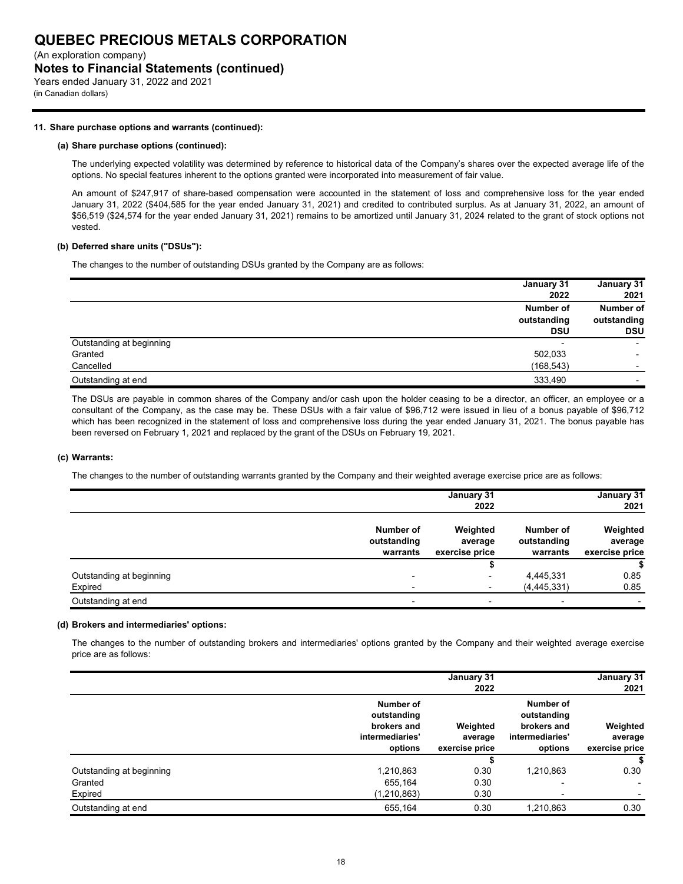**11. Share purchase options and warrants (continued):**

**(a) Share purchase options (continued):**

The underlying expected volatility was determined by reference to historical data of the Company's shares over the expected average life of the options. No special features inherent to the options granted were incorporated into measurement of fair value.

An amount of $247,917 of share-based compensation were accounted in the statement of loss and comprehensive loss for the year ended January 31, 2022 ($404,585 for the year ended January 31, 2021) and credited to contributed surplus. As at January 31, 2022, an amount of $56,519 ($24,574 for the year ended January 31, 2021) remains to be amortized until January 31, 2024 related to the grant of stock options not vested.

**(b) Deferred share units ("DSUs"):**

The changes to the number of outstanding DSUs granted by the Company are as follows:

| | January 31 2022 | January 31 2021 |
|---|---|---|
| | Number of outstanding DSU | Number of outstanding DSU |
| Outstanding at beginning | - | - |
| Granted | 502,033 | - |
| Cancelled | (168,543) | - |
| Outstanding at end | 333,490 | - |

The DSUs are payable in common shares of the Company and/or cash upon the holder ceasing to be a director, an officer, an employee or a consultant of the Company, as the case may be. These DSUs with a fair value of $96,712 were issued in lieu of a bonus payable of $96,712 which has been recognized in the statement of loss and comprehensive loss during the year ended January 31, 2021. The bonus payable has been reversed on February 1, 2021 and replaced by the grant of the DSUs on February 19, 2021.

**(c) Warrants:**

The changes to the number of outstanding warrants granted by the Company and their weighted average exercise price are as follows:

| | January 31 2022 | | January 31 2021 | |
|---|---|---|---|---|
| | Number of outstanding warrants | Weighted average exercise price | Number of outstanding warrants | Weighted average exercise price |
| | | $ | | $ |
| Outstanding at beginning | - | - | 4,445,331 | 0.85 |
| Expired | - | - | (4,445,331) | 0.85 |
| Outstanding at end | - | - | - | - |

**(d) Brokers and intermediaries' options:**

The changes to the number of outstanding brokers and intermediaries' options granted by the Company and their weighted average exercise price are as follows:

| | January 31 2022 | | January 31 2021 | |
|---|---|---|---|---|
| | Number of outstanding brokers and intermediaries' options | Weighted average exercise price | Number of outstanding brokers and intermediaries' options | Weighted average exercise price |
| | | $ | | $ |
| Outstanding at beginning | 1,210,863 | 0.30 | 1,210,863 | 0.30 |
| Granted | 655,164 | 0.30 | - | - |
| Expired | (1,210,863) | 0.30 | - | - |
| Outstanding at end | 655,164 | 0.30 | 1,210,863 | 0.30 |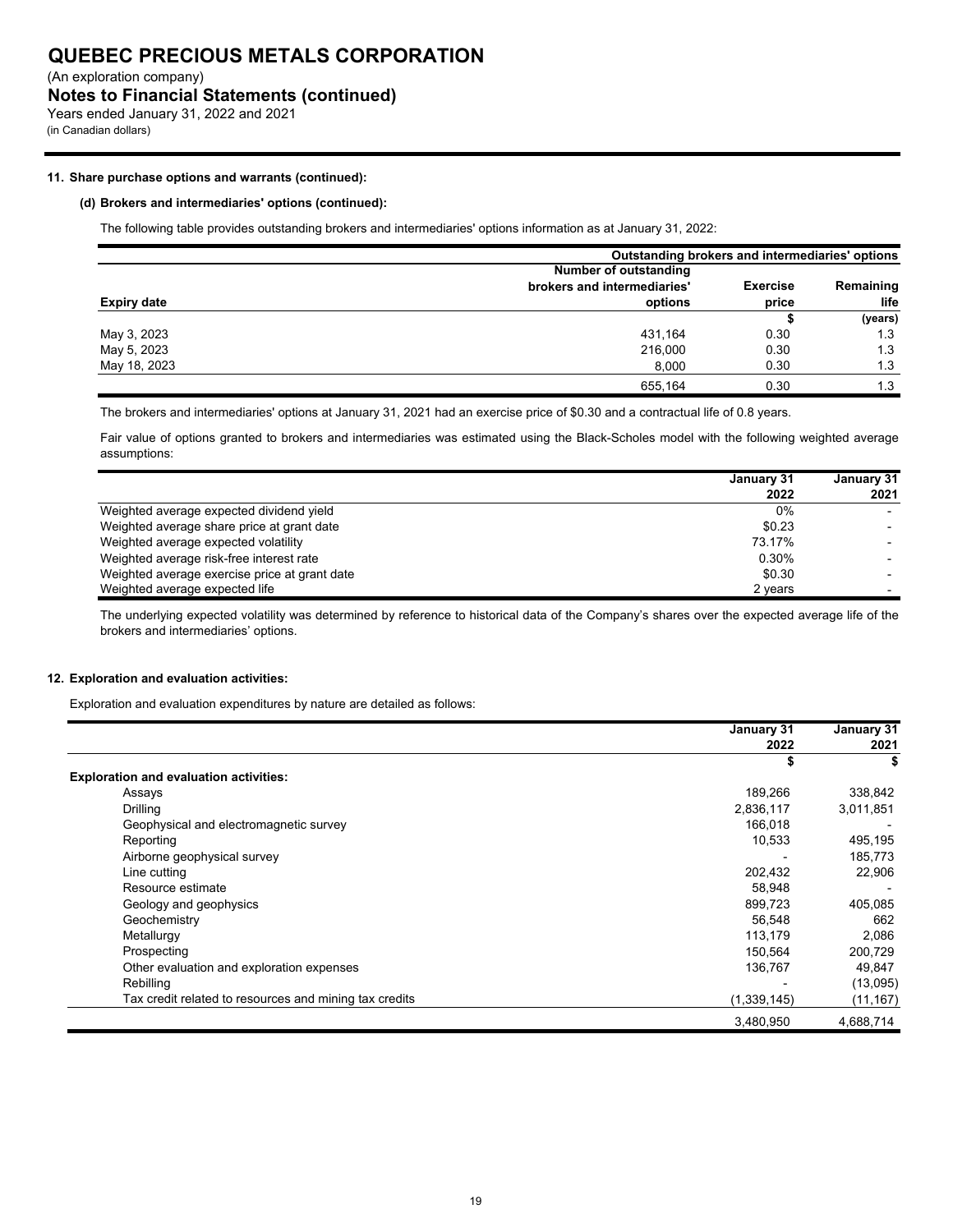**11. Share purchase options and warrants (continued):**

**(d) Brokers and intermediaries' options (continued):**

The following table provides outstanding brokers and intermediaries' options information as at January 31, 2022:

| | Outstanding brokers and intermediaries' options | | |
|---|---|---|---|
| **Expiry date** | **Number of outstanding brokers and intermediaries' options** | **Exercise price** | **Remaining life** |
| | | **$** | **(years)** |
| May 3, 2023 | 431,164 | 0.30 | 1.3 |
| May 5, 2023 | 216,000 | 0.30 | 1.3 |
| May 18, 2023 | 8,000 | 0.30 | 1.3 |
| | 655,164 | 0.30 | 1.3 |

The brokers and intermediaries' options at January 31, 2021 had an exercise price of $0.30 and a contractual life of 0.8 years.

Fair value of options granted to brokers and intermediaries was estimated using the Black-Scholes model with the following weighted average assumptions:

| | January 31 2022 | January 31 2021 |
|---|---|---|
| Weighted average expected dividend yield | 0% | - |
| Weighted average share price at grant date | $0.23 | - |
| Weighted average expected volatility | 73.17% | - |
| Weighted average risk-free interest rate | 0.30% | - |
| Weighted average exercise price at grant date | $0.30 | - |
| Weighted average expected life | 2 years | - |

The underlying expected volatility was determined by reference to historical data of the Company's shares over the expected average life of the brokers and intermediaries' options.

**12. Exploration and evaluation activities:**

Exploration and evaluation expenditures by nature are detailed as follows:

| | January 31 2022 | January 31 2021 |
|---|---|---|
| | **$** | **$** |
| **Exploration and evaluation activities:** | | |
| Assays | 189,266 | 338,842 |
| Drilling | 2,836,117 | 3,011,851 |
| Geophysical and electromagnetic survey | 166,018 | - |
| Reporting | 10,533 | 495,195 |
| Airborne geophysical survey | - | 185,773 |
| Line cutting | 202,432 | 22,906 |
| Resource estimate | 58,948 | - |
| Geology and geophysics | 899,723 | 405,085 |
| Geochemistry | 56,548 | 662 |
| Metallurgy | 113,179 | 2,086 |
| Prospecting | 150,564 | 200,729 |
| Other evaluation and exploration expenses | 136,767 | 49,847 |
| Rebilling | - | (13,095) |
| Tax credit related to resources and mining tax credits | (1,339,145) | (11,167) |
| | 3,480,950 | 4,688,714 |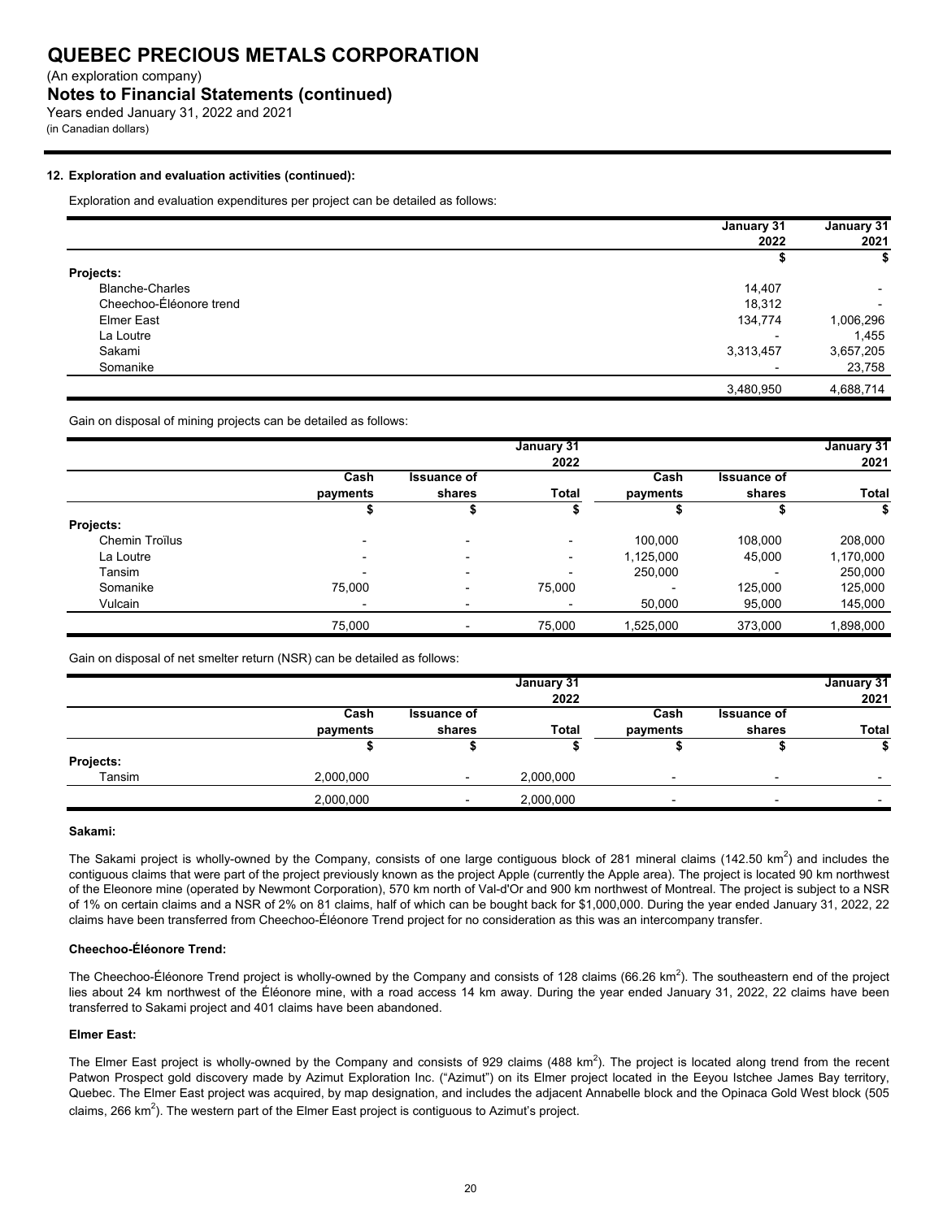### 12. Exploration and evaluation activities (continued):

Exploration and evaluation expenditures per project can be detailed as follows:

| | January 31 2022 | January 31 2021 |
|---|---|---|
| | $ | $ |
| **Projects:** | | |
| Blanche-Charles | 14,407 | - |
| Cheechoo-Éléonore trend | 18,312 | - |
| Elmer East | 134,774 | 1,006,296 |
| La Loutre | - | 1,455 |
| Sakami | 3,313,457 | 3,657,205 |
| Somanike | - | 23,758 |
| | 3,480,950 | 4,688,714 |

Gain on disposal of mining projects can be detailed as follows:

| | | | January 31 2022 | | | January 31 2021 |
|---|---|---|---|---|---|---|
| | Cash payments | Issuance of shares | Total | Cash payments | Issuance of shares | Total |
| | $ | $ | $ | $ | $ | $ |
| **Projects:** | | | | | | |
| Chemin Troïlus | - | - | - | 100,000 | 108,000 | 208,000 |
| La Loutre | - | - | - | 1,125,000 | 45,000 | 1,170,000 |
| Tansim | - | - | - | 250,000 | - | 250,000 |
| Somanike | 75,000 | - | 75,000 | - | 125,000 | 125,000 |
| Vulcain | - | - | - | 50,000 | 95,000 | 145,000 |
| | 75,000 | - | 75,000 | 1,525,000 | 373,000 | 1,898,000 |

Gain on disposal of net smelter return (NSR) can be detailed as follows:

| | | | January 31 2022 | | | January 31 2021 |
|---|---|---|---|---|---|---|
| | Cash payments | Issuance of shares | Total | Cash payments | Issuance of shares | Total |
| | $ | $ | $ | $ | $ | $ |
| **Projects:** | | | | | | |
| Tansim | 2,000,000 | - | 2,000,000 | - | - | - |
| | 2,000,000 | - | 2,000,000 | - | - | - |

#### Sakami:

The Sakami project is wholly-owned by the Company, consists of one large contiguous block of 281 mineral claims (142.50 km$^2$) and includes the contiguous claims that were part of the project previously known as the project Apple (currently the Apple area). The project is located 90 km northwest of the Eleonore mine (operated by Newmont Corporation), 570 km north of Val-d'Or and 900 km northwest of Montreal. The project is subject to a NSR of 1% on certain claims and a NSR of 2% on 81 claims, half of which can be bought back for $1,000,000. During the year ended January 31, 2022, 22 claims have been transferred from Cheechoo-Éléonore Trend project for no consideration as this was an intercompany transfer.

#### Cheechoo-Éléonore Trend:

The Cheechoo-Éléonore Trend project is wholly-owned by the Company and consists of 128 claims (66.26 km$^2$). The southeastern end of the project lies about 24 km northwest of the Éléonore mine, with a road access 14 km away. During the year ended January 31, 2022, 22 claims have been transferred to Sakami project and 401 claims have been abandoned.

#### Elmer East:

The Elmer East project is wholly-owned by the Company and consists of 929 claims (488 km$^2$). The project is located along trend from the recent Patwon Prospect gold discovery made by Azimut Exploration Inc. ("Azimut") on its Elmer project located in the Eeyou Istchee James Bay territory, Quebec. The Elmer East project was acquired, by map designation, and includes the adjacent Annabelle block and the Opinaca Gold West block (505 claims, 266 km$^2$). The western part of the Elmer East project is contiguous to Azimut's project.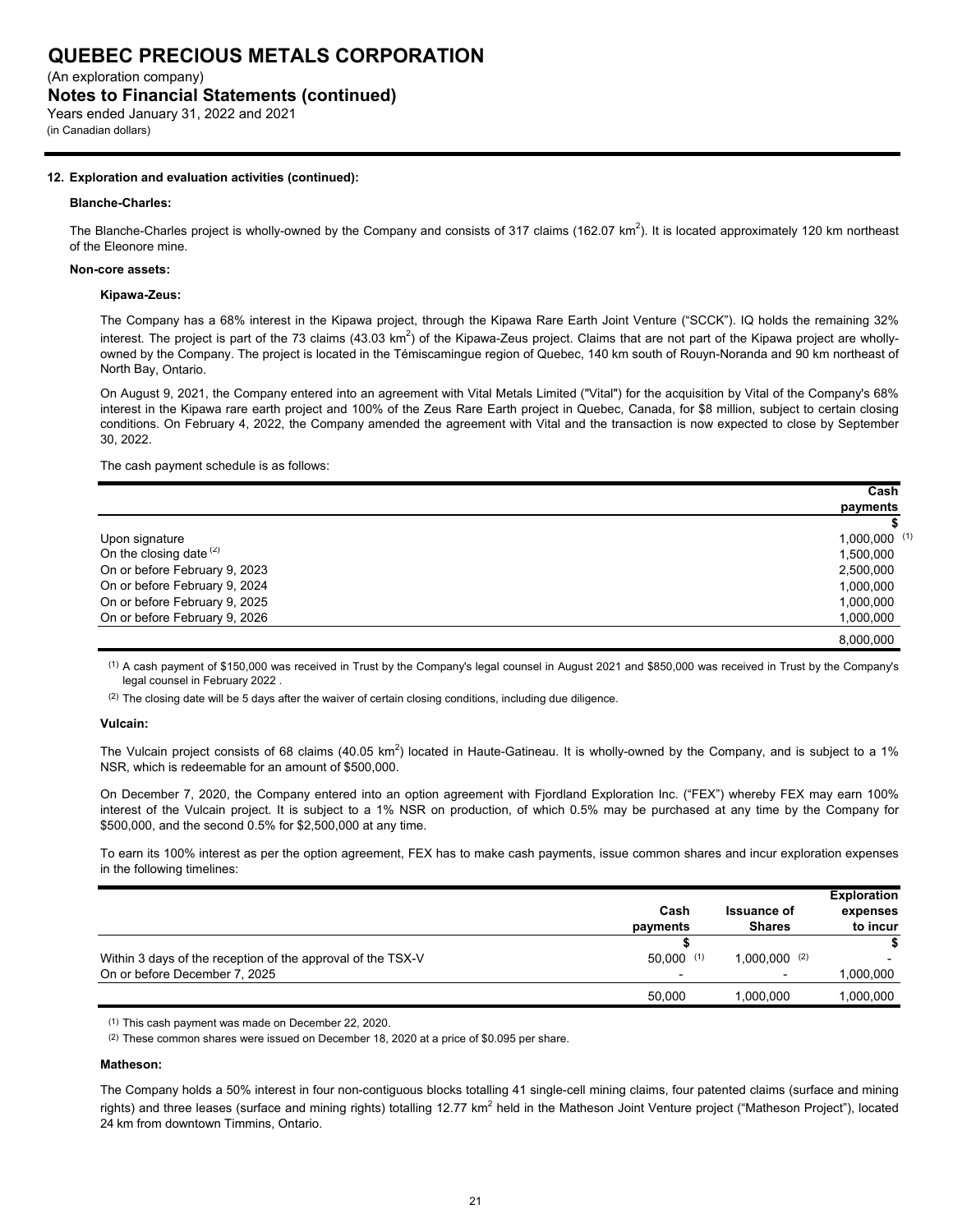# QUEBEC PRECIOUS METALS CORPORATION

(An exploration company)

## Notes to Financial Statements (continued)

Years ended January 31, 2022 and 2021

(in Canadian dollars)

**12. Exploration and evaluation activities (continued):**

**Blanche-Charles:**

The Blanche-Charles project is wholly-owned by the Company and consists of 317 claims (162.07 km$^2$). It is located approximately 120 km northeast of the Eleonore mine.

**Non-core assets:**

**Kipawa-Zeus:**

The Company has a 68% interest in the Kipawa project, through the Kipawa Rare Earth Joint Venture ("SCCK"). IQ holds the remaining 32% interest. The project is part of the 73 claims (43.03 km$^2$) of the Kipawa-Zeus project. Claims that are not part of the Kipawa project are wholly-owned by the Company. The project is located in the Témiscamingue region of Quebec, 140 km south of Rouyn-Noranda and 90 km northeast of North Bay, Ontario.

On August 9, 2021, the Company entered into an agreement with Vital Metals Limited ("Vital") for the acquisition by Vital of the Company's 68% interest in the Kipawa rare earth project and 100% of the Zeus Rare Earth project in Quebec, Canada, for $8 million, subject to certain closing conditions. On February 4, 2022, the Company amended the agreement with Vital and the transaction is now expected to close by September 30, 2022.

The cash payment schedule is as follows:

| | Cash payments |
|---|---|
| | $ |
| Upon signature | 1,000,000 (1) |
| On the closing date (2) | 1,500,000 |
| On or before February 9, 2023 | 2,500,000 |
| On or before February 9, 2024 | 1,000,000 |
| On or before February 9, 2025 | 1,000,000 |
| On or before February 9, 2026 | 1,000,000 |
| | 8,000,000 |

(1) A cash payment of $150,000 was received in Trust by the Company's legal counsel in August 2021 and $850,000 was received in Trust by the Company's legal counsel in February 2022 .

(2) The closing date will be 5 days after the waiver of certain closing conditions, including due diligence.

**Vulcain:**

The Vulcain project consists of 68 claims (40.05 km$^2$) located in Haute-Gatineau. It is wholly-owned by the Company, and is subject to a 1% NSR, which is redeemable for an amount of $500,000.

On December 7, 2020, the Company entered into an option agreement with Fjordland Exploration Inc. ("FEX") whereby FEX may earn 100% interest of the Vulcain project. It is subject to a 1% NSR on production, of which 0.5% may be purchased at any time by the Company for $500,000, and the second 0.5% for $2,500,000 at any time.

To earn its 100% interest as per the option agreement, FEX has to make cash payments, issue common shares and incur exploration expenses in the following timelines:

| | Cash payments | Issuance of Shares | Exploration expenses to incur |
|---|---|---|---|
| | $ | | $ |
| Within 3 days of the reception of the approval of the TSX-V | 50,000 (1) | 1,000,000 (2) | - |
| On or before December 7, 2025 | - | - | 1,000,000 |
| | 50,000 | 1,000,000 | 1,000,000 |

(1) This cash payment was made on December 22, 2020.

(2) These common shares were issued on December 18, 2020 at a price of $0.095 per share.

**Matheson:**

The Company holds a 50% interest in four non-contiguous blocks totalling 41 single-cell mining claims, four patented claims (surface and mining rights) and three leases (surface and mining rights) totalling 12.77 km$^2$ held in the Matheson Joint Venture project ("Matheson Project"), located 24 km from downtown Timmins, Ontario.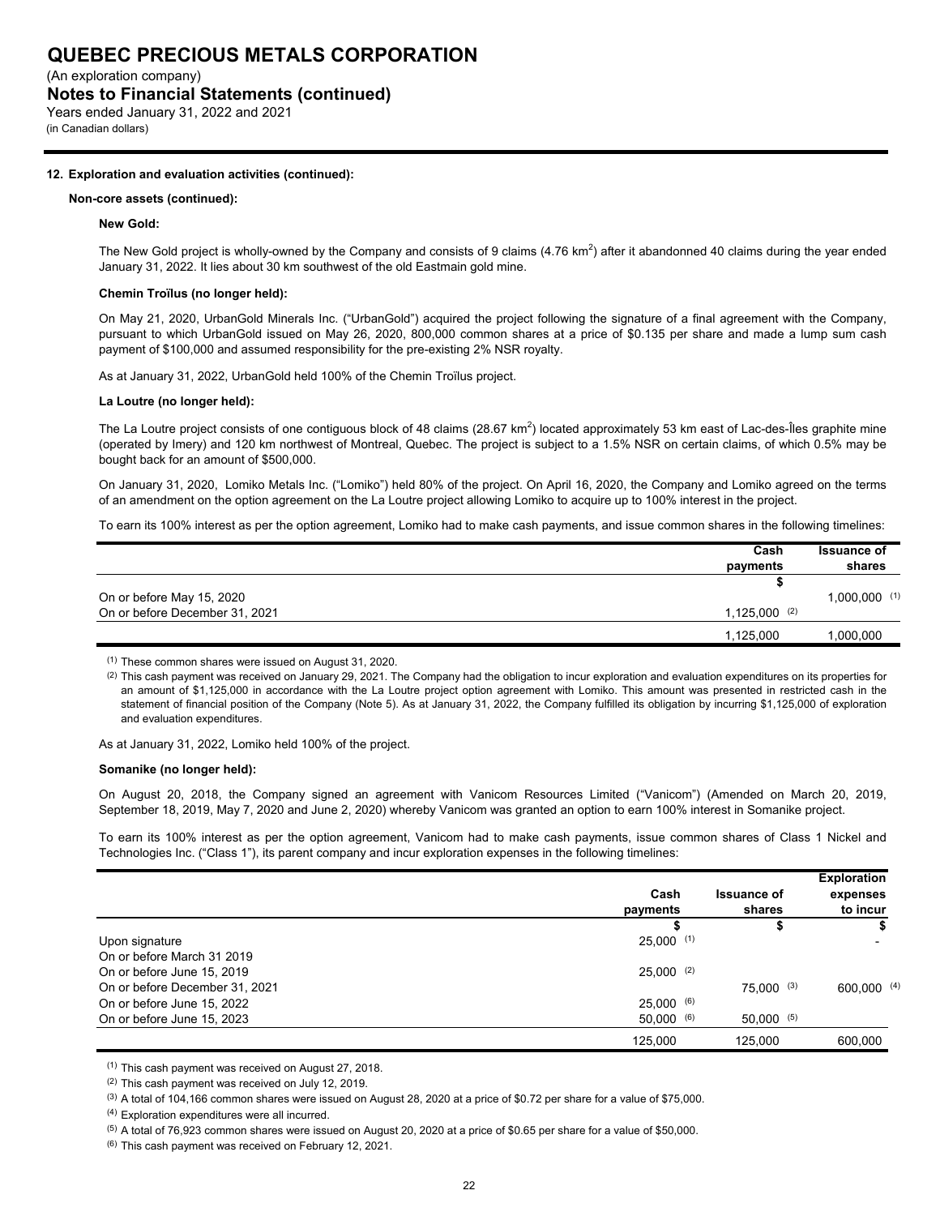## 12. Exploration and evaluation activities (continued):

### Non-core assets (continued):

#### New Gold:

The New Gold project is wholly-owned by the Company and consists of 9 claims (4.76 km$^2$) after it abandonned 40 claims during the year ended January 31, 2022. It lies about 30 km southwest of the old Eastmain gold mine.

#### Chemin Troïlus (no longer held):

On May 21, 2020, UrbanGold Minerals Inc. ("UrbanGold") acquired the project following the signature of a final agreement with the Company, pursuant to which UrbanGold issued on May 26, 2020, 800,000 common shares at a price of $0.135 per share and made a lump sum cash payment of $100,000 and assumed responsibility for the pre-existing 2% NSR royalty.

As at January 31, 2022, UrbanGold held 100% of the Chemin Troïlus project.

#### La Loutre (no longer held):

The La Loutre project consists of one contiguous block of 48 claims (28.67 km$^2$) located approximately 53 km east of Lac-des-Îles graphite mine (operated by Imery) and 120 km northwest of Montreal, Quebec. The project is subject to a 1.5% NSR on certain claims, of which 0.5% may be bought back for an amount of $500,000.

On January 31, 2020, Lomiko Metals Inc. ("Lomiko") held 80% of the project. On April 16, 2020, the Company and Lomiko agreed on the terms of an amendment on the option agreement on the La Loutre project allowing Lomiko to acquire up to 100% interest in the project.

To earn its 100% interest as per the option agreement, Lomiko had to make cash payments, and issue common shares in the following timelines:

| | Cash payments | Issuance of shares |
|---|---|---|
| | $ | |
| On or before May 15, 2020 | | 1,000,000 (1) |
| On or before December 31, 2021 | 1,125,000 (2) | |
| | 1,125,000 | 1,000,000 |

(1) These common shares were issued on August 31, 2020.

(2) This cash payment was received on January 29, 2021. The Company had the obligation to incur exploration and evaluation expenditures on its properties for an amount of $1,125,000 in accordance with the La Loutre project option agreement with Lomiko. This amount was presented in restricted cash in the statement of financial position of the Company (Note 5). As at January 31, 2022, the Company fulfilled its obligation by incurring $1,125,000 of exploration and evaluation expenditures.

As at January 31, 2022, Lomiko held 100% of the project.

#### Somanike (no longer held):

On August 20, 2018, the Company signed an agreement with Vanicom Resources Limited ("Vanicom") (Amended on March 20, 2019, September 18, 2019, May 7, 2020 and June 2, 2020) whereby Vanicom was granted an option to earn 100% interest in Somanike project.

To earn its 100% interest as per the option agreement, Vanicom had to make cash payments, issue common shares of Class 1 Nickel and Technologies Inc. ("Class 1"), its parent company and incur exploration expenses in the following timelines:

| | Cash payments | Issuance of shares | Exploration expenses to incur |
|---|---|---|---|
| | $ | $ | $ |
| Upon signature | 25,000 (1) | | - |
| On or before March 31 2019 | | | |
| On or before June 15, 2019 | 25,000 (2) | | |
| On or before December 31, 2021 | | 75,000 (3) | 600,000 (4) |
| On or before June 15, 2022 | 25,000 (6) | | |
| On or before June 15, 2023 | 50,000 (6) | 50,000 (5) | |
| | 125,000 | 125,000 | 600,000 |

(1) This cash payment was received on August 27, 2018.

(2) This cash payment was received on July 12, 2019.

(3) A total of 104,166 common shares were issued on August 28, 2020 at a price of $0.72 per share for a value of $75,000.

(4) Exploration expenditures were all incurred.

(5) A total of 76,923 common shares were issued on August 20, 2020 at a price of $0.65 per share for a value of $50,000.

(6) This cash payment was received on February 12, 2021.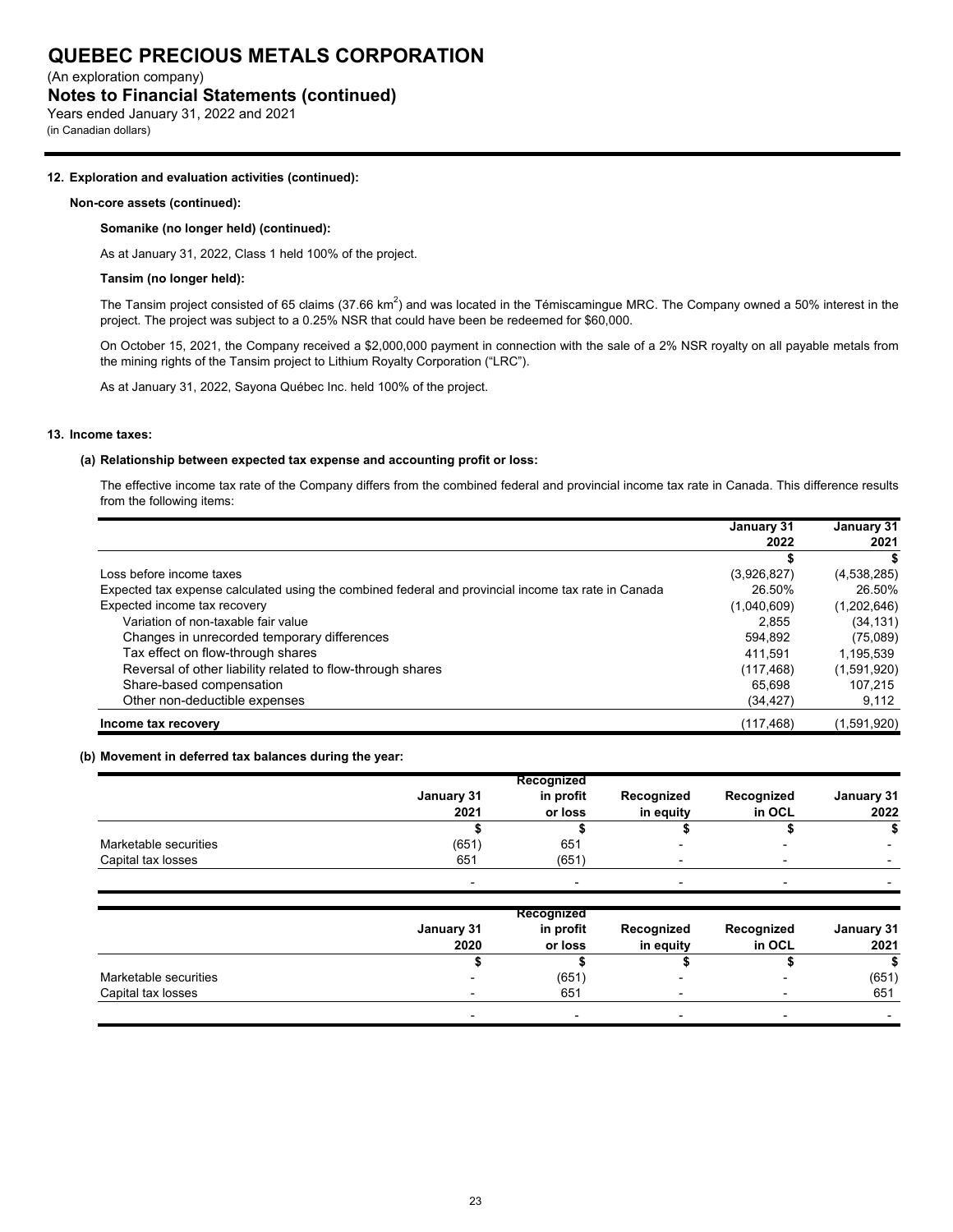**12. Exploration and evaluation activities (continued):**

**Non-core assets (continued):**

**Somanike (no longer held) (continued):**

As at January 31, 2022, Class 1 held 100% of the project.

**Tansim (no longer held):**

The Tansim project consisted of 65 claims (37.66 $km^2$) and was located in the Témiscamingue MRC. The Company owned a 50% interest in the project. The project was subject to a 0.25% NSR that could have been be redeemed for $60,000.

On October 15, 2021, the Company received a $2,000,000 payment in connection with the sale of a 2% NSR royalty on all payable metals from the mining rights of the Tansim project to Lithium Royalty Corporation ("LRC").

As at January 31, 2022, Sayona Québec Inc. held 100% of the project.

**13. Income taxes:**

**(a) Relationship between expected tax expense and accounting profit or loss:**

The effective income tax rate of the Company differs from the combined federal and provincial income tax rate in Canada. This difference results from the following items:

| | January 31 2022 | January 31 2021 |
|---|---|---|
| | $ | $ |
| Loss before income taxes | (3,926,827) | (4,538,285) |
| Expected tax expense calculated using the combined federal and provincial income tax rate in Canada | 26.50% | 26.50% |
| Expected income tax recovery | (1,040,609) | (1,202,646) |
| Variation of non-taxable fair value | 2,855 | (34,131) |
| Changes in unrecorded temporary differences | 594,892 | (75,089) |
| Tax effect on flow-through shares | 411,591 | 1,195,539 |
| Reversal of other liability related to flow-through shares | (117,468) | (1,591,920) |
| Share-based compensation | 65,698 | 107,215 |
| Other non-deductible expenses | (34,427) | 9,112 |
| **Income tax recovery** | (117,468) | (1,591,920) |

**(b) Movement in deferred tax balances during the year:**

| | January 31 2021 | Recognized in profit or loss | Recognized in equity | Recognized in OCL | January 31 2022 |
|---|---|---|---|---|---|
| | $ | $ | $ | $ | $ |
| Marketable securities | (651) | 651 | - | - | - |
| Capital tax losses | 651 | (651) | - | - | - |
| | - | - | - | - | - |

| | January 31 2020 | Recognized in profit or loss | Recognized in equity | Recognized in OCL | January 31 2021 |
|---|---|---|---|---|---|
| | $ | $ | $ | $ | $ |
| Marketable securities | - | (651) | - | - | (651) |
| Capital tax losses | - | 651 | - | - | 651 |
| | - | - | - | - | - |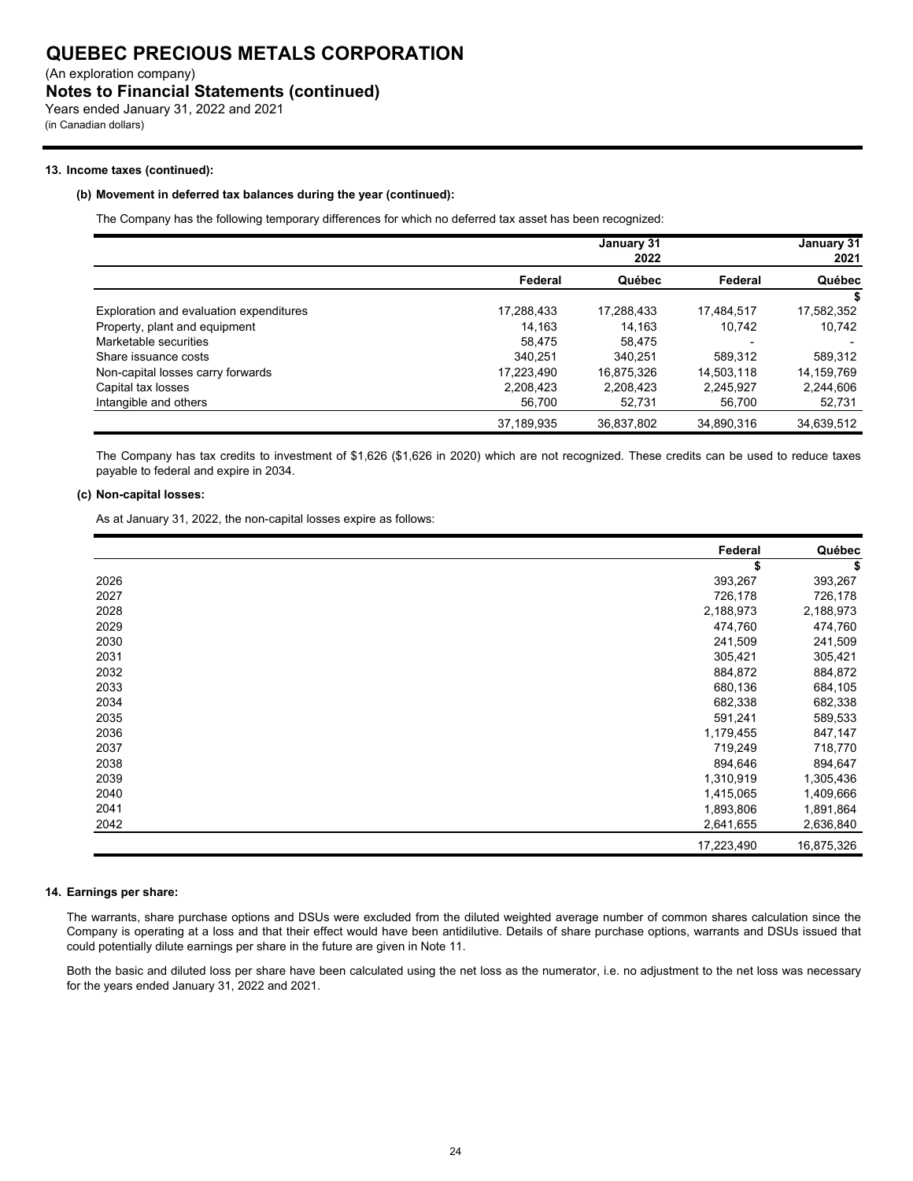# QUEBEC PRECIOUS METALS CORPORATION

(An exploration company)

## Notes to Financial Statements (continued)

Years ended January 31, 2022 and 2021

(in Canadian dollars)

### 13. Income taxes (continued):

#### (b) Movement in deferred tax balances during the year (continued):

The Company has the following temporary differences for which no deferred tax asset has been recognized:

| | January 31 2022 | | January 31 2021 | |
|---|---|---|---|---|
| | Federal | Québec | Federal | Québec |
| | | | | $ |
| Exploration and evaluation expenditures | 17,288,433 | 17,288,433 | 17,484,517 | 17,582,352 |
| Property, plant and equipment | 14,163 | 14,163 | 10,742 | 10,742 |
| Marketable securities | 58,475 | 58,475 | - | - |
| Share issuance costs | 340,251 | 340,251 | 589,312 | 589,312 |
| Non-capital losses carry forwards | 17,223,490 | 16,875,326 | 14,503,118 | 14,159,769 |
| Capital tax losses | 2,208,423 | 2,208,423 | 2,245,927 | 2,244,606 |
| Intangible and others | 56,700 | 52,731 | 56,700 | 52,731 |
| | 37,189,935 | 36,837,802 | 34,890,316 | 34,639,512 |

The Company has tax credits to investment of $1,626 ($1,626 in 2020) which are not recognized. These credits can be used to reduce taxes payable to federal and expire in 2034.

#### (c) Non-capital losses:

As at January 31, 2022, the non-capital losses expire as follows:

| | Federal | Québec |
|---|---|---|
| | $ | $ |
| 2026 | 393,267 | 393,267 |
| 2027 | 726,178 | 726,178 |
| 2028 | 2,188,973 | 2,188,973 |
| 2029 | 474,760 | 474,760 |
| 2030 | 241,509 | 241,509 |
| 2031 | 305,421 | 305,421 |
| 2032 | 884,872 | 884,872 |
| 2033 | 680,136 | 684,105 |
| 2034 | 682,338 | 682,338 |
| 2035 | 591,241 | 589,533 |
| 2036 | 1,179,455 | 847,147 |
| 2037 | 719,249 | 718,770 |
| 2038 | 894,646 | 894,647 |
| 2039 | 1,310,919 | 1,305,436 |
| 2040 | 1,415,065 | 1,409,666 |
| 2041 | 1,893,806 | 1,891,864 |
| 2042 | 2,641,655 | 2,636,840 |
| | 17,223,490 | 16,875,326 |

### 14. Earnings per share:

The warrants, share purchase options and DSUs were excluded from the diluted weighted average number of common shares calculation since the Company is operating at a loss and that their effect would have been antidilutive. Details of share purchase options, warrants and DSUs issued that could potentially dilute earnings per share in the future are given in Note 11.

Both the basic and diluted loss per share have been calculated using the net loss as the numerator, i.e. no adjustment to the net loss was necessary for the years ended January 31, 2022 and 2021.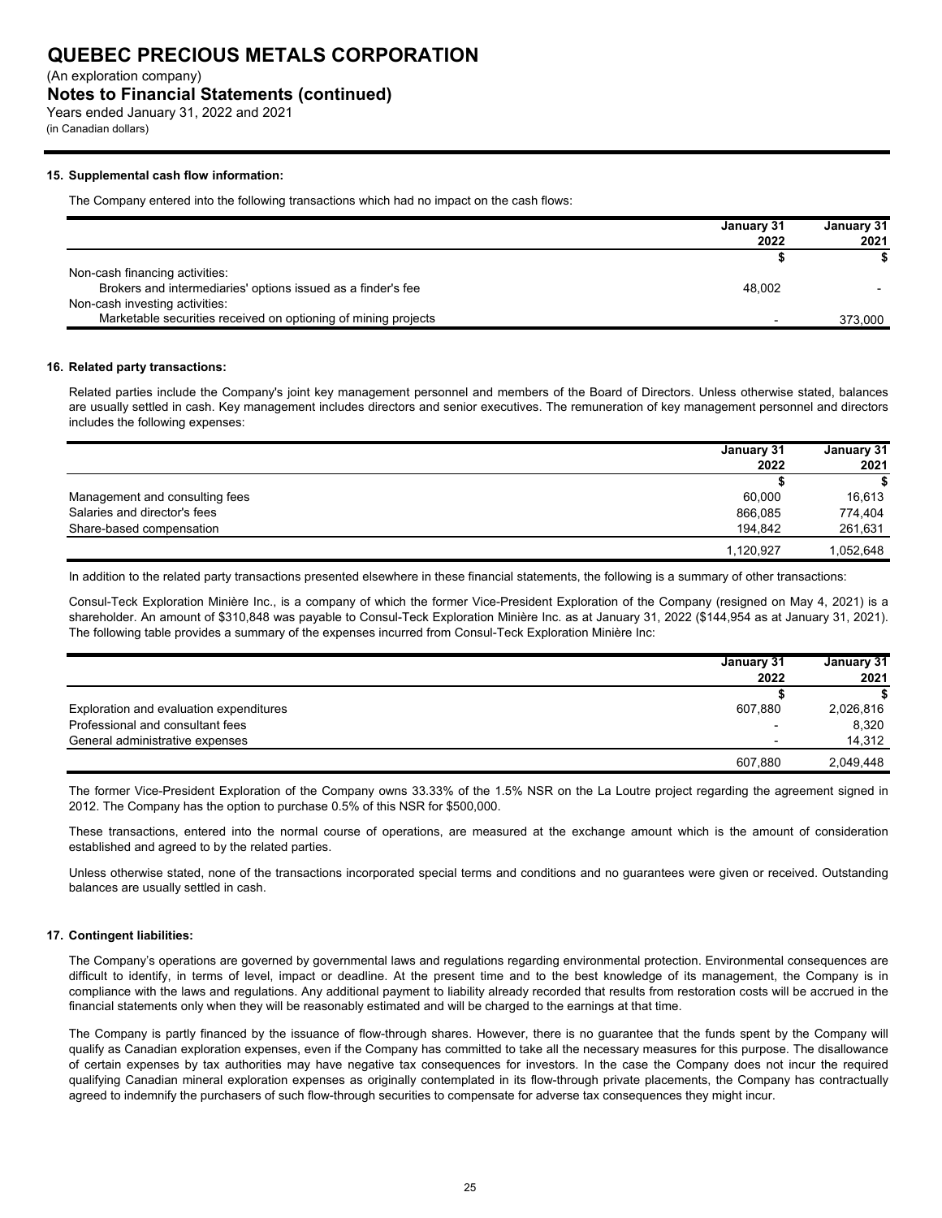# QUEBEC PRECIOUS METALS CORPORATION

(An exploration company)

## Notes to Financial Statements (continued)

Years ended January 31, 2022 and 2021

(in Canadian dollars)

### 15. Supplemental cash flow information:

The Company entered into the following transactions which had no impact on the cash flows:

| | January 31 2022 | January 31 2021 |
|---|---|---|
| | $ | $ |
| Non-cash financing activities: | | |
| Brokers and intermediaries' options issued as a finder's fee | 48,002 | - |
| Non-cash investing activities: | | |
| Marketable securities received on optioning of mining projects | - | 373,000 |

### 16. Related party transactions:

Related parties include the Company's joint key management personnel and members of the Board of Directors. Unless otherwise stated, balances are usually settled in cash. Key management includes directors and senior executives. The remuneration of key management personnel and directors includes the following expenses:

| | January 31 2022 | January 31 2021 |
|---|---|---|
| | $ | $ |
| Management and consulting fees | 60,000 | 16,613 |
| Salaries and director's fees | 866,085 | 774,404 |
| Share-based compensation | 194,842 | 261,631 |
| | 1,120,927 | 1,052,648 |

In addition to the related party transactions presented elsewhere in these financial statements, the following is a summary of other transactions:

Consul-Teck Exploration Minière Inc., is a company of which the former Vice-President Exploration of the Company (resigned on May 4, 2021) is a shareholder. An amount of $310,848 was payable to Consul-Teck Exploration Minière Inc. as at January 31, 2022 ($144,954 as at January 31, 2021). The following table provides a summary of the expenses incurred from Consul-Teck Exploration Minière Inc:

| | January 31 2022 | January 31 2021 |
|---|---|---|
| | $ | $ |
| Exploration and evaluation expenditures | 607,880 | 2,026,816 |
| Professional and consultant fees | - | 8,320 |
| General administrative expenses | - | 14,312 |
| | 607,880 | 2,049,448 |

The former Vice-President Exploration of the Company owns 33.33% of the 1.5% NSR on the La Loutre project regarding the agreement signed in 2012. The Company has the option to purchase 0.5% of this NSR for $500,000.

These transactions, entered into the normal course of operations, are measured at the exchange amount which is the amount of consideration established and agreed to by the related parties.

Unless otherwise stated, none of the transactions incorporated special terms and conditions and no guarantees were given or received. Outstanding balances are usually settled in cash.

### 17. Contingent liabilities:

The Company's operations are governed by governmental laws and regulations regarding environmental protection. Environmental consequences are difficult to identify, in terms of level, impact or deadline. At the present time and to the best knowledge of its management, the Company is in compliance with the laws and regulations. Any additional payment to liability already recorded that results from restoration costs will be accrued in the financial statements only when they will be reasonably estimated and will be charged to the earnings at that time.

The Company is partly financed by the issuance of flow-through shares. However, there is no guarantee that the funds spent by the Company will qualify as Canadian exploration expenses, even if the Company has committed to take all the necessary measures for this purpose. The disallowance of certain expenses by tax authorities may have negative tax consequences for investors. In the case the Company does not incur the required qualifying Canadian mineral exploration expenses as originally contemplated in its flow-through private placements, the Company has contractually agreed to indemnify the purchasers of such flow-through securities to compensate for adverse tax consequences they might incur.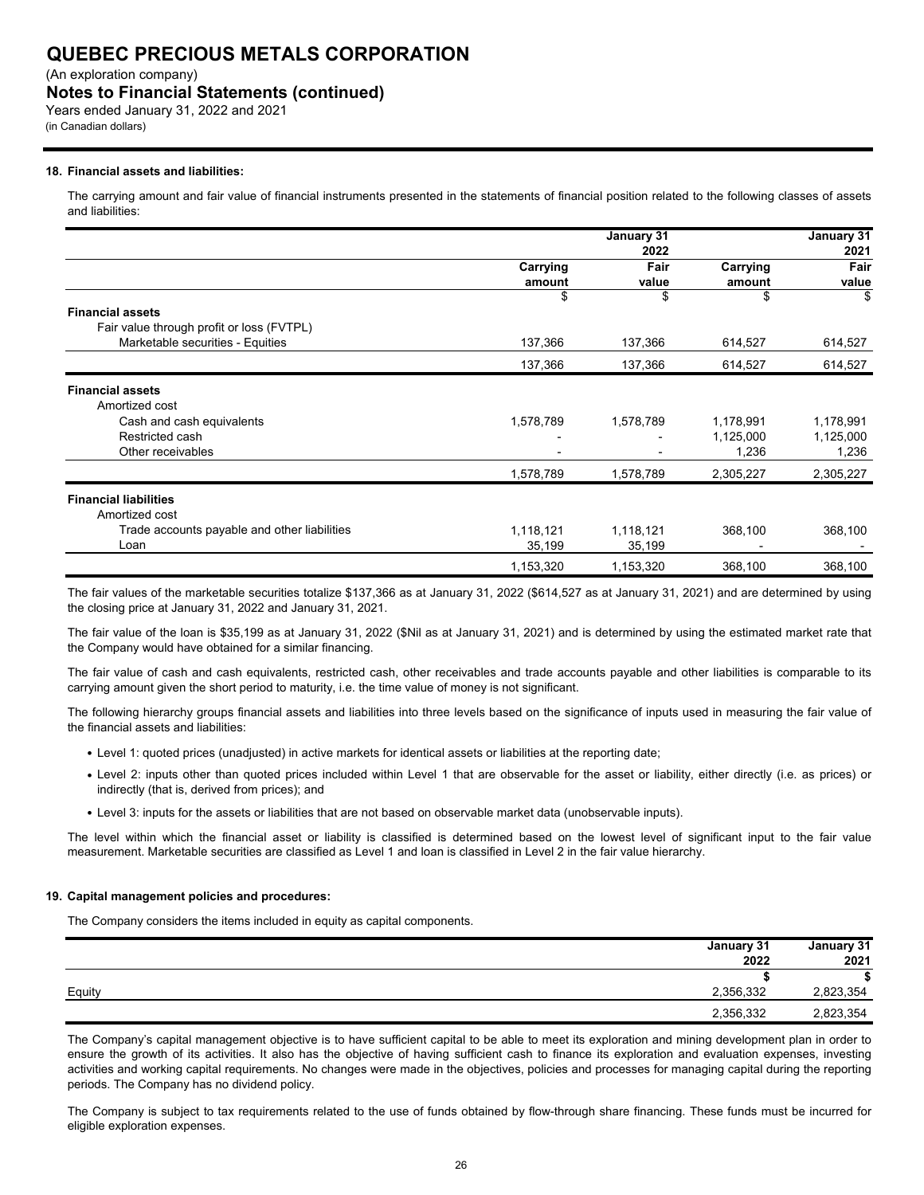# QUEBEC PRECIOUS METALS CORPORATION

(An exploration company)

## Notes to Financial Statements (continued)

Years ended January 31, 2022 and 2021

(in Canadian dollars)

### 18. Financial assets and liabilities:

The carrying amount and fair value of financial instruments presented in the statements of financial position related to the following classes of assets and liabilities:

| | January 31 2022 | | January 31 2021 | |
|---|---|---|---|---|
| | Carrying amount | Fair value | Carrying amount | Fair value |
| | $ | $ | $ | $ |
| **Financial assets** | | | | |
| Fair value through profit or loss (FVTPL) | | | | |
| Marketable securities - Equities | 137,366 | 137,366 | 614,527 | 614,527 |
| | 137,366 | 137,366 | 614,527 | 614,527 |
| **Financial assets** | | | | |
| Amortized cost | | | | |
| Cash and cash equivalents | 1,578,789 | 1,578,789 | 1,178,991 | 1,178,991 |
| Restricted cash | - | - | 1,125,000 | 1,125,000 |
| Other receivables | - | - | 1,236 | 1,236 |
| | 1,578,789 | 1,578,789 | 2,305,227 | 2,305,227 |
| **Financial liabilities** | | | | |
| Amortized cost | | | | |
| Trade accounts payable and other liabilities | 1,118,121 | 1,118,121 | 368,100 | 368,100 |
| Loan | 35,199 | 35,199 | - | - |
| | 1,153,320 | 1,153,320 | 368,100 | 368,100 |

The fair values of the marketable securities totalize $137,366 as at January 31, 2022 ($614,527 as at January 31, 2021) and are determined by using the closing price at January 31, 2022 and January 31, 2021.

The fair value of the loan is $35,199 as at January 31, 2022 ($Nil as at January 31, 2021) and is determined by using the estimated market rate that the Company would have obtained for a similar financing.

The fair value of cash and cash equivalents, restricted cash, other receivables and trade accounts payable and other liabilities is comparable to its carrying amount given the short period to maturity, i.e. the time value of money is not significant.

The following hierarchy groups financial assets and liabilities into three levels based on the significance of inputs used in measuring the fair value of the financial assets and liabilities:

- Level 1: quoted prices (unadjusted) in active markets for identical assets or liabilities at the reporting date;
- Level 2: inputs other than quoted prices included within Level 1 that are observable for the asset or liability, either directly (i.e. as prices) or indirectly (that is, derived from prices); and
- Level 3: inputs for the assets or liabilities that are not based on observable market data (unobservable inputs).

The level within which the financial asset or liability is classified is determined based on the lowest level of significant input to the fair value measurement. Marketable securities are classified as Level 1 and loan is classified in Level 2 in the fair value hierarchy.

### 19. Capital management policies and procedures:

The Company considers the items included in equity as capital components.

| | January 31 2022 | January 31 2021 |
|---|---|---|
| | $ | $ |
| Equity | 2,356,332 | 2,823,354 |
| | 2,356,332 | 2,823,354 |

The Company's capital management objective is to have sufficient capital to be able to meet its exploration and mining development plan in order to ensure the growth of its activities. It also has the objective of having sufficient cash to finance its exploration and evaluation expenses, investing activities and working capital requirements. No changes were made in the objectives, policies and processes for managing capital during the reporting periods. The Company has no dividend policy.

The Company is subject to tax requirements related to the use of funds obtained by flow-through share financing. These funds must be incurred for eligible exploration expenses.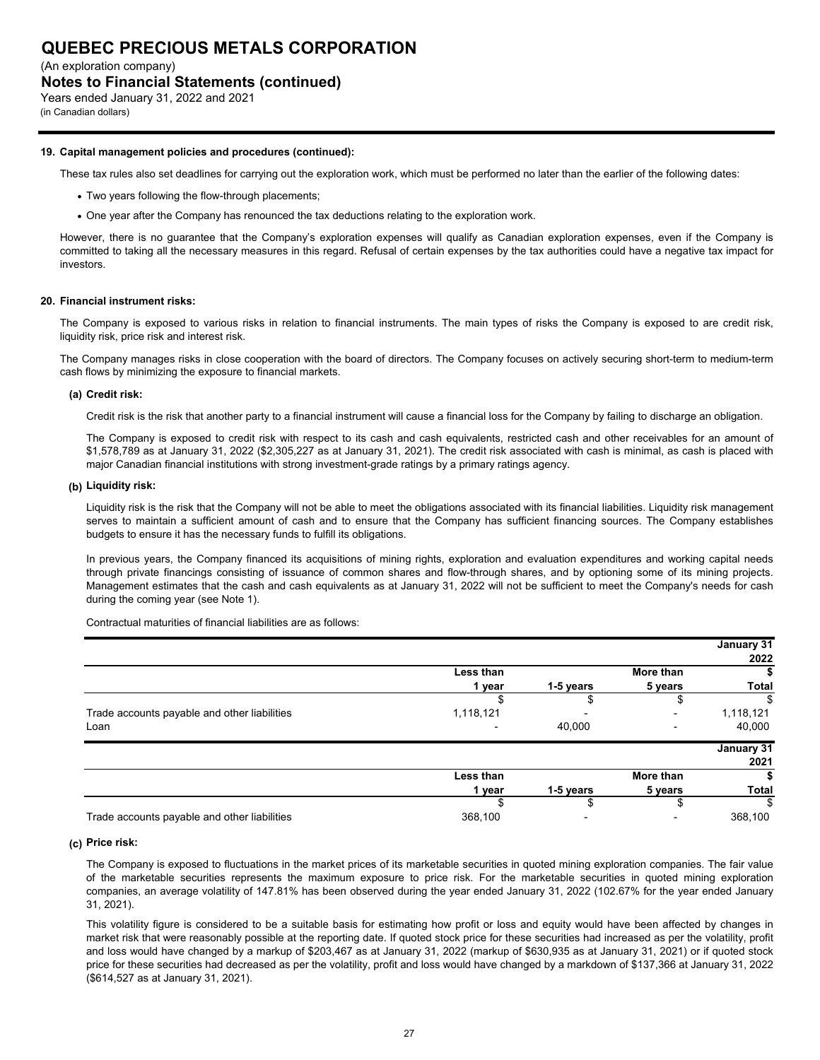**19. Capital management policies and procedures (continued):**

These tax rules also set deadlines for carrying out the exploration work, which must be performed no later than the earlier of the following dates:

- Two years following the flow-through placements;
- One year after the Company has renounced the tax deductions relating to the exploration work.

However, there is no guarantee that the Company's exploration expenses will qualify as Canadian exploration expenses, even if the Company is committed to taking all the necessary measures in this regard. Refusal of certain expenses by the tax authorities could have a negative tax impact for investors.

**20. Financial instrument risks:**

The Company is exposed to various risks in relation to financial instruments. The main types of risks the Company is exposed to are credit risk, liquidity risk, price risk and interest risk.

The Company manages risks in close cooperation with the board of directors. The Company focuses on actively securing short-term to medium-term cash flows by minimizing the exposure to financial markets.

**(a) Credit risk:**

Credit risk is the risk that another party to a financial instrument will cause a financial loss for the Company by failing to discharge an obligation.

The Company is exposed to credit risk with respect to its cash and cash equivalents, restricted cash and other receivables for an amount of $1,578,789 as at January 31, 2022 ($2,305,227 as at January 31, 2021). The credit risk associated with cash is minimal, as cash is placed with major Canadian financial institutions with strong investment-grade ratings by a primary ratings agency.

**(b) Liquidity risk:**

Liquidity risk is the risk that the Company will not be able to meet the obligations associated with its financial liabilities. Liquidity risk management serves to maintain a sufficient amount of cash and to ensure that the Company has sufficient financing sources. The Company establishes budgets to ensure it has the necessary funds to fulfill its obligations.

In previous years, the Company financed its acquisitions of mining rights, exploration and evaluation expenditures and working capital needs through private financings consisting of issuance of common shares and flow-through shares, and by optioning some of its mining projects. Management estimates that the cash and cash equivalents as at January 31, 2022 will not be sufficient to meet the Company's needs for cash during the coming year (see Note 1).

Contractual maturities of financial liabilities are as follows:

| | | | | January 31 2022 |
|---|---|---|---|---|
| | Less than 1 year | 1-5 years | More than 5 years | $ Total |
| | $ | $ | $ | $ |
| Trade accounts payable and other liabilities | 1,118,121 | - | - | 1,118,121 |
| Loan | - | 40,000 | - | 40,000 |

| | | | | January 31 2021 |
|---|---|---|---|---|
| | Less than 1 year | 1-5 years | More than 5 years | $ Total |
| | $ | $ | $ | $ |
| Trade accounts payable and other liabilities | 368,100 | - | - | 368,100 |

**(c) Price risk:**

The Company is exposed to fluctuations in the market prices of its marketable securities in quoted mining exploration companies. The fair value of the marketable securities represents the maximum exposure to price risk. For the marketable securities in quoted mining exploration companies, an average volatility of 147.81% has been observed during the year ended January 31, 2022 (102.67% for the year ended January 31, 2021).

This volatility figure is considered to be a suitable basis for estimating how profit or loss and equity would have been affected by changes in market risk that were reasonably possible at the reporting date. If quoted stock price for these securities had increased as per the volatility, profit and loss would have changed by a markup of $203,467 as at January 31, 2022 (markup of $630,935 as at January 31, 2021) or if quoted stock price for these securities had decreased as per the volatility, profit and loss would have changed by a markdown of $137,366 at January 31, 2022 ($614,527 as at January 31, 2021).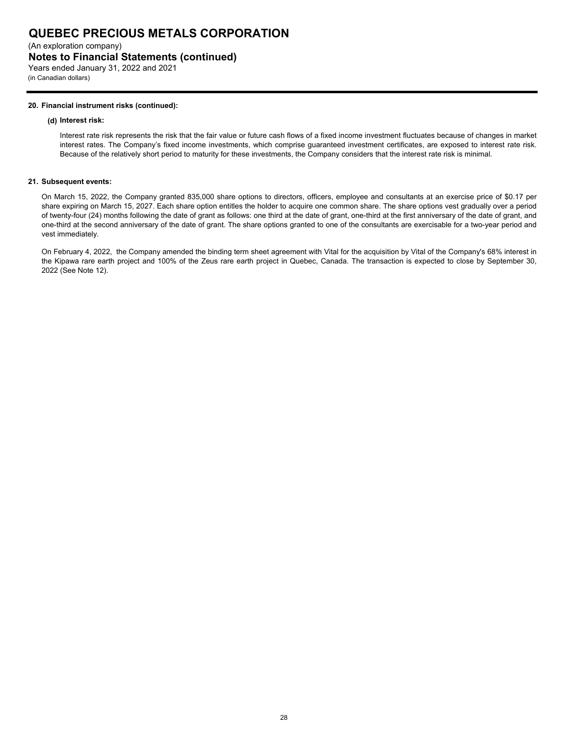**20. Financial instrument risks (continued):**

**(d) Interest risk:**

Interest rate risk represents the risk that the fair value or future cash flows of a fixed income investment fluctuates because of changes in market interest rates. The Company's fixed income investments, which comprise guaranteed investment certificates, are exposed to interest rate risk. Because of the relatively short period to maturity for these investments, the Company considers that the interest rate risk is minimal.

**21. Subsequent events:**

On March 15, 2022, the Company granted 835,000 share options to directors, officers, employee and consultants at an exercise price of $0.17 per share expiring on March 15, 2027. Each share option entitles the holder to acquire one common share. The share options vest gradually over a period of twenty-four (24) months following the date of grant as follows: one third at the date of grant, one-third at the first anniversary of the date of grant, and one-third at the second anniversary of the date of grant. The share options granted to one of the consultants are exercisable for a two-year period and vest immediately.

On February 4, 2022, the Company amended the binding term sheet agreement with Vital for the acquisition by Vital of the Company's 68% interest in the Kipawa rare earth project and 100% of the Zeus rare earth project in Quebec, Canada. The transaction is expected to close by September 30, 2022 (See Note 12).